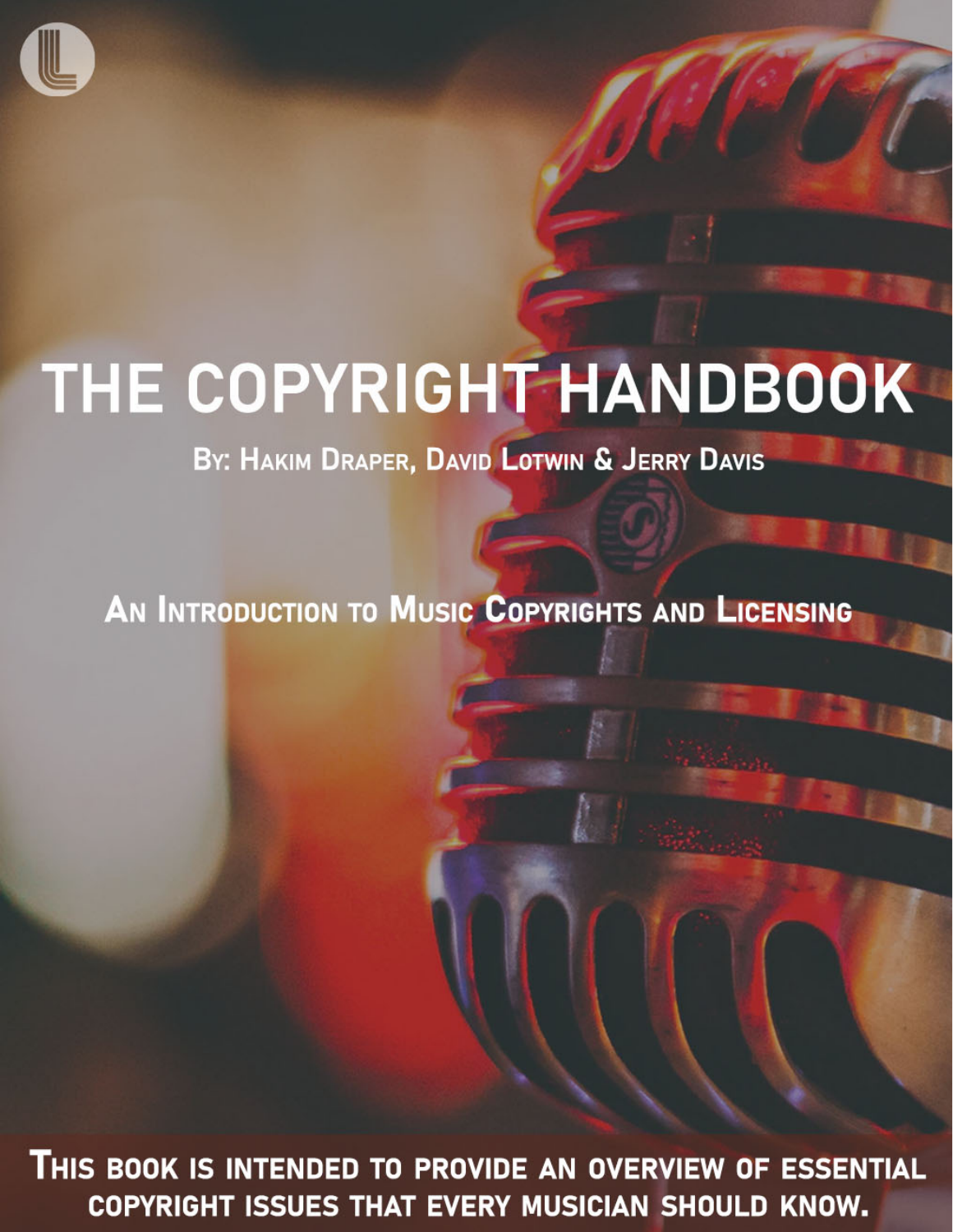# THE COPYRIGHT HANDBOOK

**By: Hakim Draper, David Lotwin & Jerry Davis**

**An Introduction to Music Copyrights and Licensing**

**This book is intended to provide an overview of essential copyright issues that every musician should know.**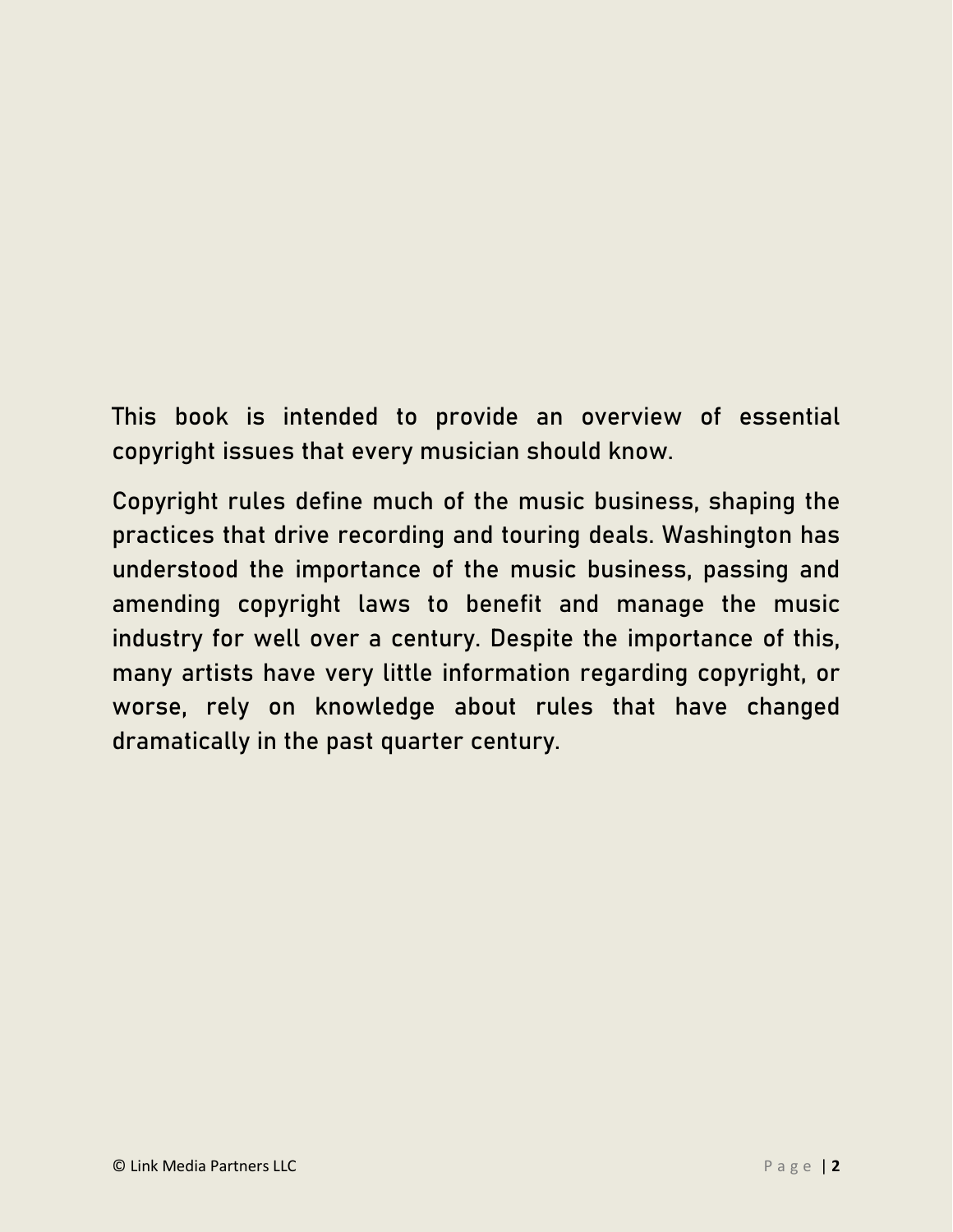This book is intended to provide an overview of essential copyright issues that every musician should know.

Copyright rules define much of the music business, shaping the practices that drive recording and touring deals. Washington has understood the importance of the music business, passing and amending copyright laws to benefit and manage the music industry for well over a century. Despite the importance of this, many artists have very little information regarding copyright, or worse, rely on knowledge about rules that have changed dramatically in the past quarter century.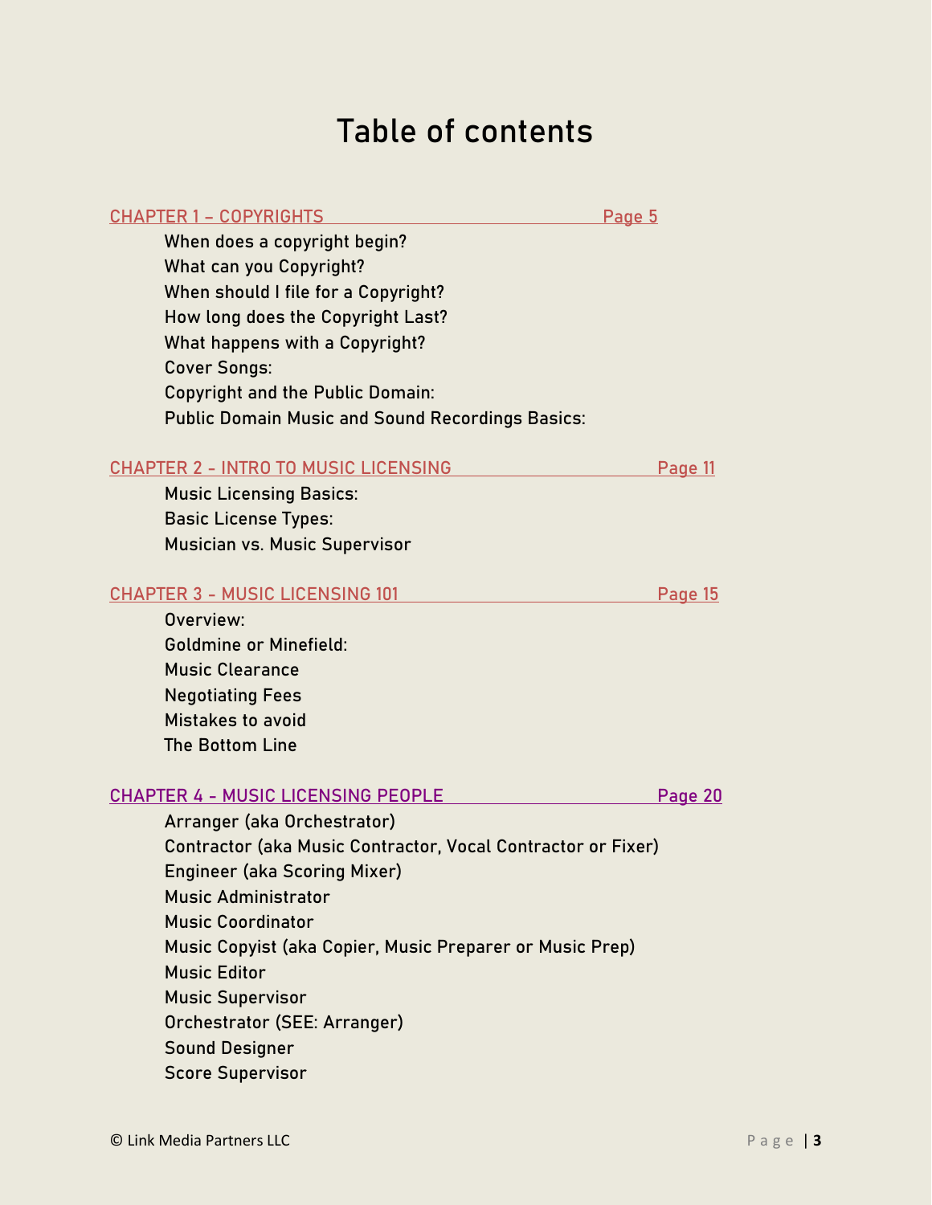# Table of contents

CHAPTER 1 – COPYRIGHTS Page 5

- When does a copyright begin?
- What can you Copyright?
- When should I file for a Copyright?
- How long does the Copyright Last?
- What happens with a Copyright?
- Cover Songs:
- Copyright and the Public Domain:
- Public Domain Music and Sound Recordings Basics:

CHAPTER 2 - INTRO TO MUSIC LICENSING Page 11

- Music Licensing Basics:
- Basic License Types:
- Musician vs. Music Supervisor

CHAPTER 3 - MUSIC LICENSING 101 Page 15

- Overview:
- Goldmine or Minefield:
- Music Clearance
- Negotiating Fees
- Mistakes to avoid
- The Bottom Line

CHAPTER 4 - MUSIC LICENSING PEOPLE Page 20

- Arranger (aka Orchestrator)
- Contractor (aka Music Contractor, Vocal Contractor or Fixer)
- Engineer (aka Scoring Mixer)
- Music Administrator
- Music Coordinator
- Music Copyist (aka Copier, Music Preparer or Music Prep)
- Music Editor
- Music Supervisor
- Orchestrator (SEE: Arranger)
- Sound Designer
- Score Supervisor

© Link Media Partners LLC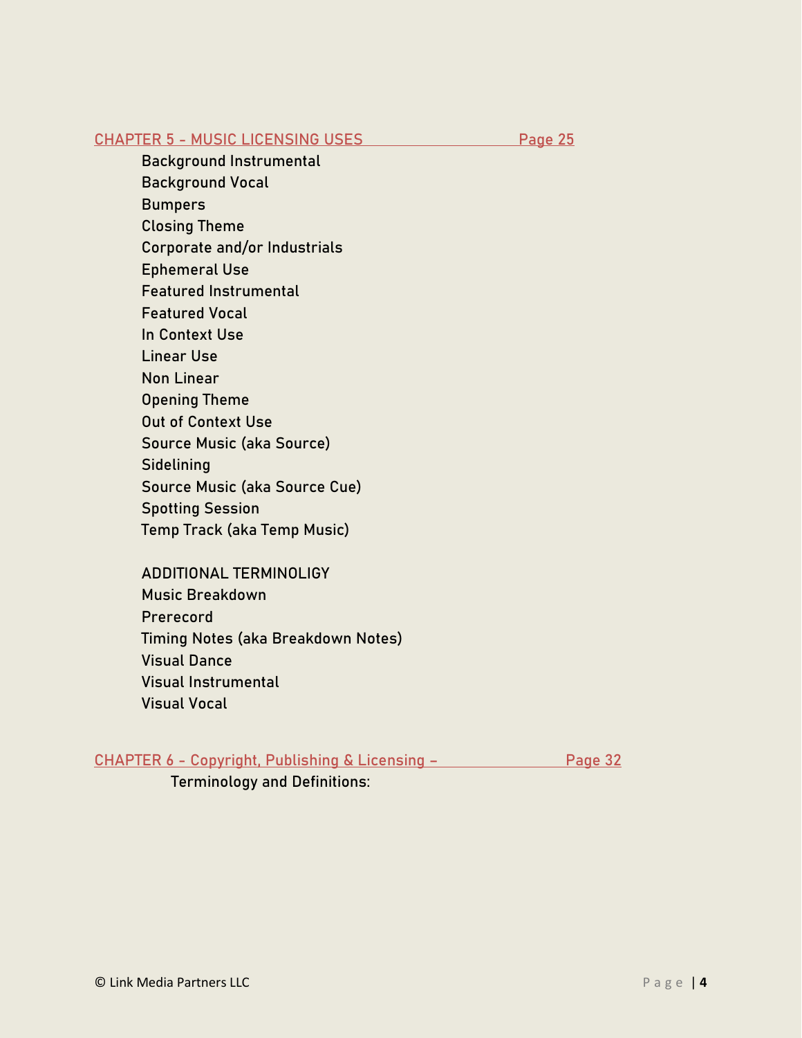CHAPTER 5 - MUSIC LICENSING USES — Page 25

- Background Instrumental
- Background Vocal
- Bumpers
- Closing Theme
- Corporate and/or Industrials
- Ephemeral Use
- Featured Instrumental
- Featured Vocal
- In Context Use
- Linear Use
- Non Linear
- Opening Theme
- Out of Context Use
- Source Music (aka Source)
- Sidelining
- Source Music (aka Source Cue)
- Spotting Session
- Temp Track (aka Temp Music)

ADDITIONAL TERMINOLIGY

- Music Breakdown
- Prerecord
- Timing Notes (aka Breakdown Notes)
- Visual Dance
- Visual Instrumental
- Visual Vocal

CHAPTER 6 - Copyright, Publishing & Licensing – — Page 32

- Terminology and Definitions:

© Link Media Partners LLC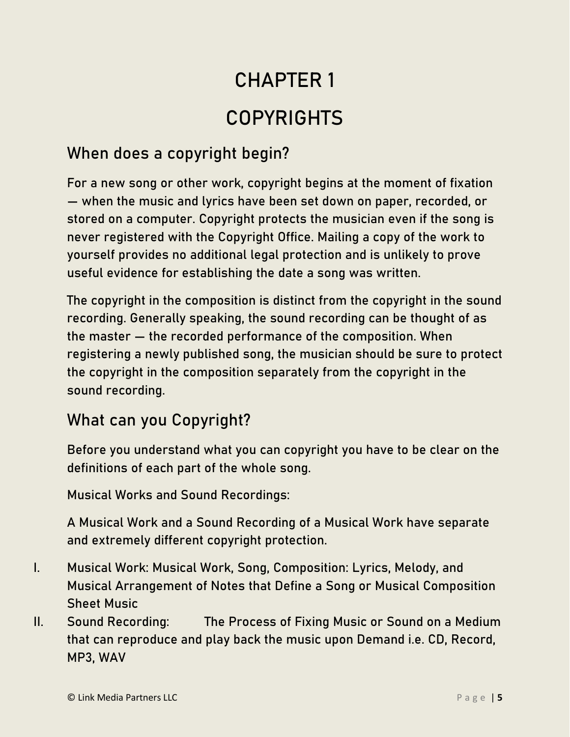# CHAPTER 1

# COPYRIGHTS

## When does a copyright begin?

For a new song or other work, copyright begins at the moment of fixation — when the music and lyrics have been set down on paper, recorded, or stored on a computer. Copyright protects the musician even if the song is never registered with the Copyright Office. Mailing a copy of the work to yourself provides no additional legal protection and is unlikely to prove useful evidence for establishing the date a song was written.

The copyright in the composition is distinct from the copyright in the sound recording. Generally speaking, the sound recording can be thought of as the master — the recorded performance of the composition. When registering a newly published song, the musician should be sure to protect the copyright in the composition separately from the copyright in the sound recording.

## What can you Copyright?

Before you understand what you can copyright you have to be clear on the definitions of each part of the whole song.

Musical Works and Sound Recordings:

A Musical Work and a Sound Recording of a Musical Work have separate and extremely different copyright protection.

I. Musical Work: Musical Work, Song, Composition: Lyrics, Melody, and Musical Arrangement of Notes that Define a Song or Musical Composition Sheet Music
II. Sound Recording: The Process of Fixing Music or Sound on a Medium that can reproduce and play back the music upon Demand i.e. CD, Record, MP3, WAV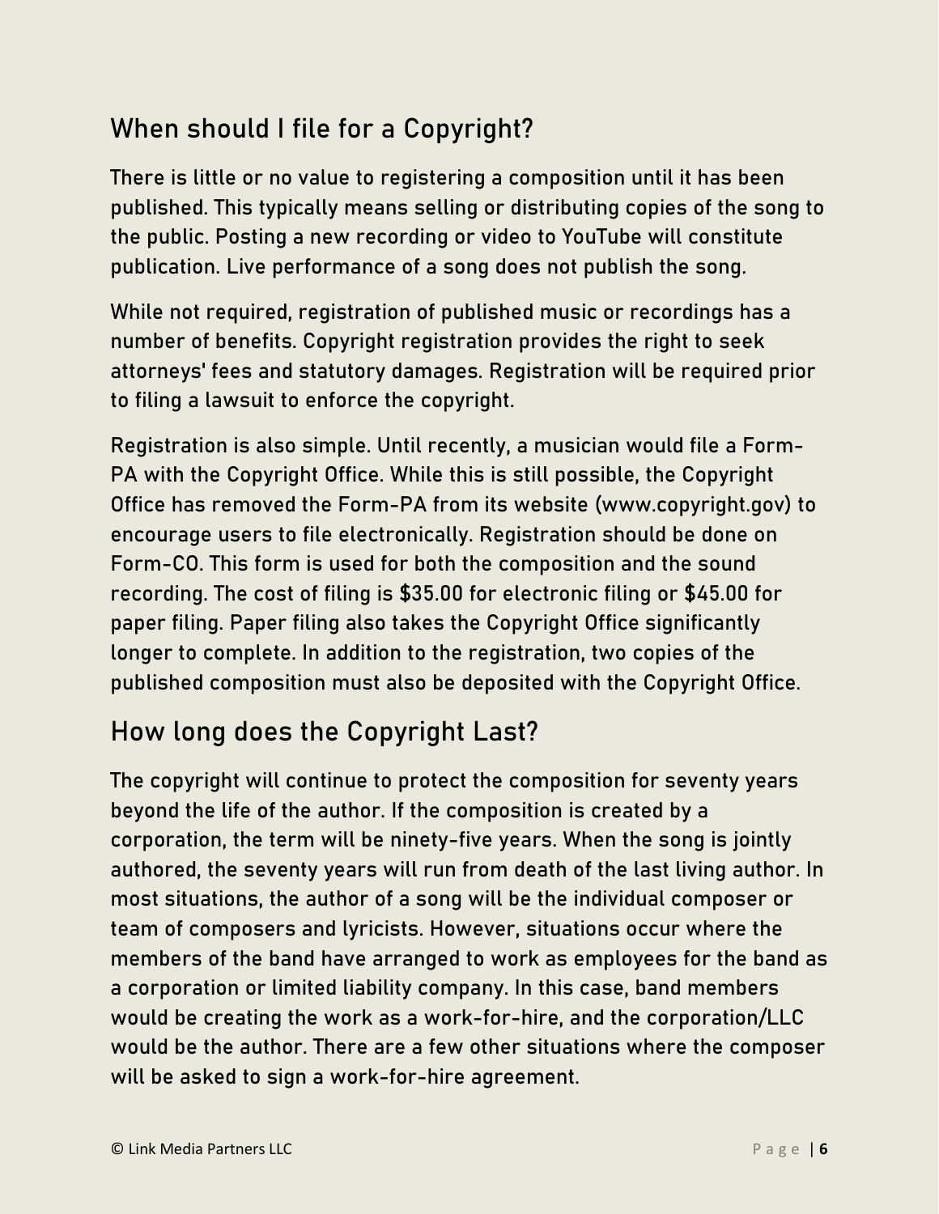## When should I file for a Copyright?

There is little or no value to registering a composition until it has been published. This typically means selling or distributing copies of the song to the public. Posting a new recording or video to YouTube will constitute publication. Live performance of a song does not publish the song.

While not required, registration of published music or recordings has a number of benefits. Copyright registration provides the right to seek attorneys' fees and statutory damages. Registration will be required prior to filing a lawsuit to enforce the copyright.

Registration is also simple. Until recently, a musician would file a Form-PA with the Copyright Office. While this is still possible, the Copyright Office has removed the Form-PA from its website (www.copyright.gov) to encourage users to file electronically. Registration should be done on Form-CO. This form is used for both the composition and the sound recording. The cost of filing is $35.00 for electronic filing or $45.00 for paper filing. Paper filing also takes the Copyright Office significantly longer to complete. In addition to the registration, two copies of the published composition must also be deposited with the Copyright Office.

## How long does the Copyright Last?

The copyright will continue to protect the composition for seventy years beyond the life of the author. If the composition is created by a corporation, the term will be ninety-five years. When the song is jointly authored, the seventy years will run from death of the last living author. In most situations, the author of a song will be the individual composer or team of composers and lyricists. However, situations occur where the members of the band have arranged to work as employees for the band as a corporation or limited liability company. In this case, band members would be creating the work as a work-for-hire, and the corporation/LLC would be the author. There are a few other situations where the composer will be asked to sign a work-for-hire agreement.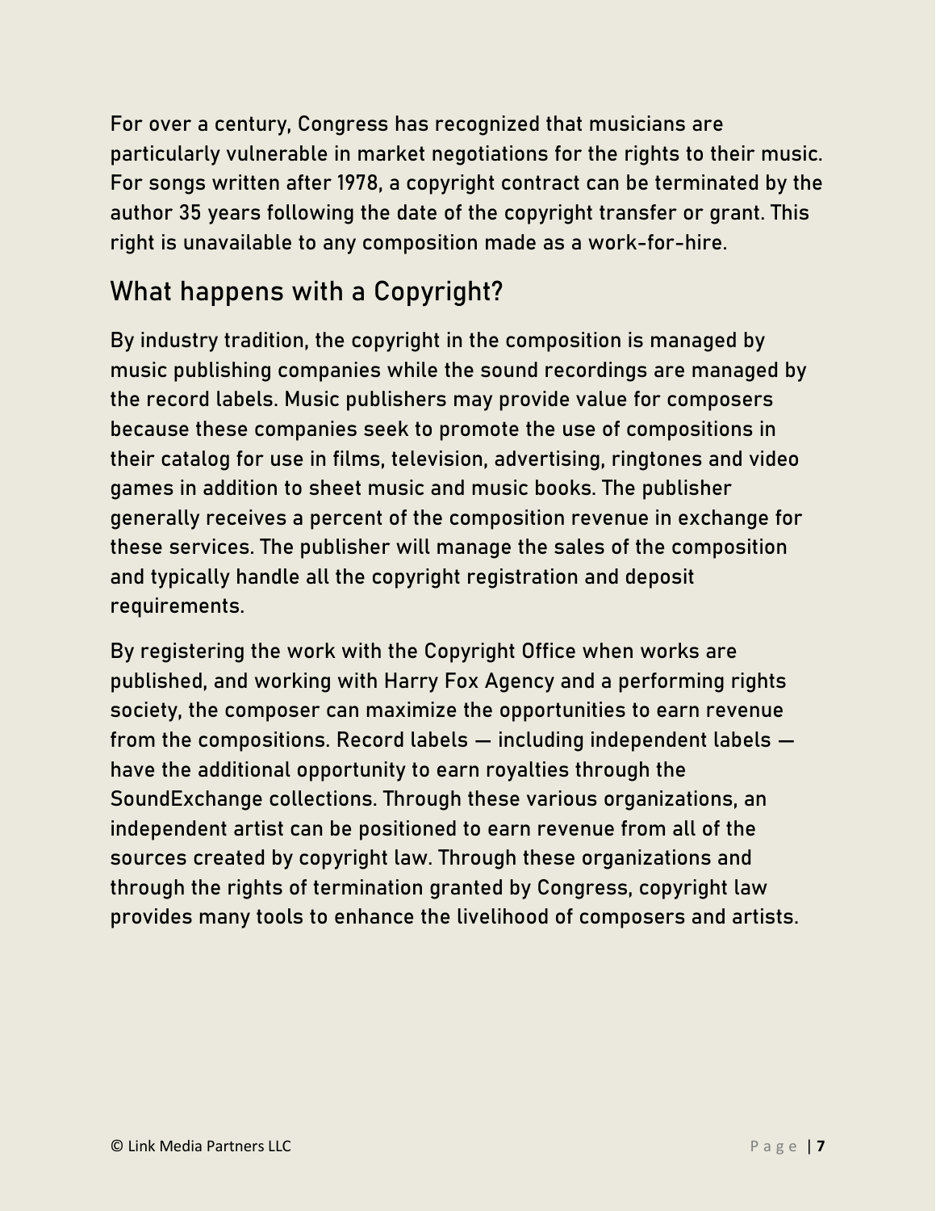For over a century, Congress has recognized that musicians are particularly vulnerable in market negotiations for the rights to their music. For songs written after 1978, a copyright contract can be terminated by the author 35 years following the date of the copyright transfer or grant. This right is unavailable to any composition made as a work-for-hire.

## What happens with a Copyright?

By industry tradition, the copyright in the composition is managed by music publishing companies while the sound recordings are managed by the record labels. Music publishers may provide value for composers because these companies seek to promote the use of compositions in their catalog for use in films, television, advertising, ringtones and video games in addition to sheet music and music books. The publisher generally receives a percent of the composition revenue in exchange for these services. The publisher will manage the sales of the composition and typically handle all the copyright registration and deposit requirements.

By registering the work with the Copyright Office when works are published, and working with Harry Fox Agency and a performing rights society, the composer can maximize the opportunities to earn revenue from the compositions. Record labels — including independent labels — have the additional opportunity to earn royalties through the SoundExchange collections. Through these various organizations, an independent artist can be positioned to earn revenue from all of the sources created by copyright law. Through these organizations and through the rights of termination granted by Congress, copyright law provides many tools to enhance the livelihood of composers and artists.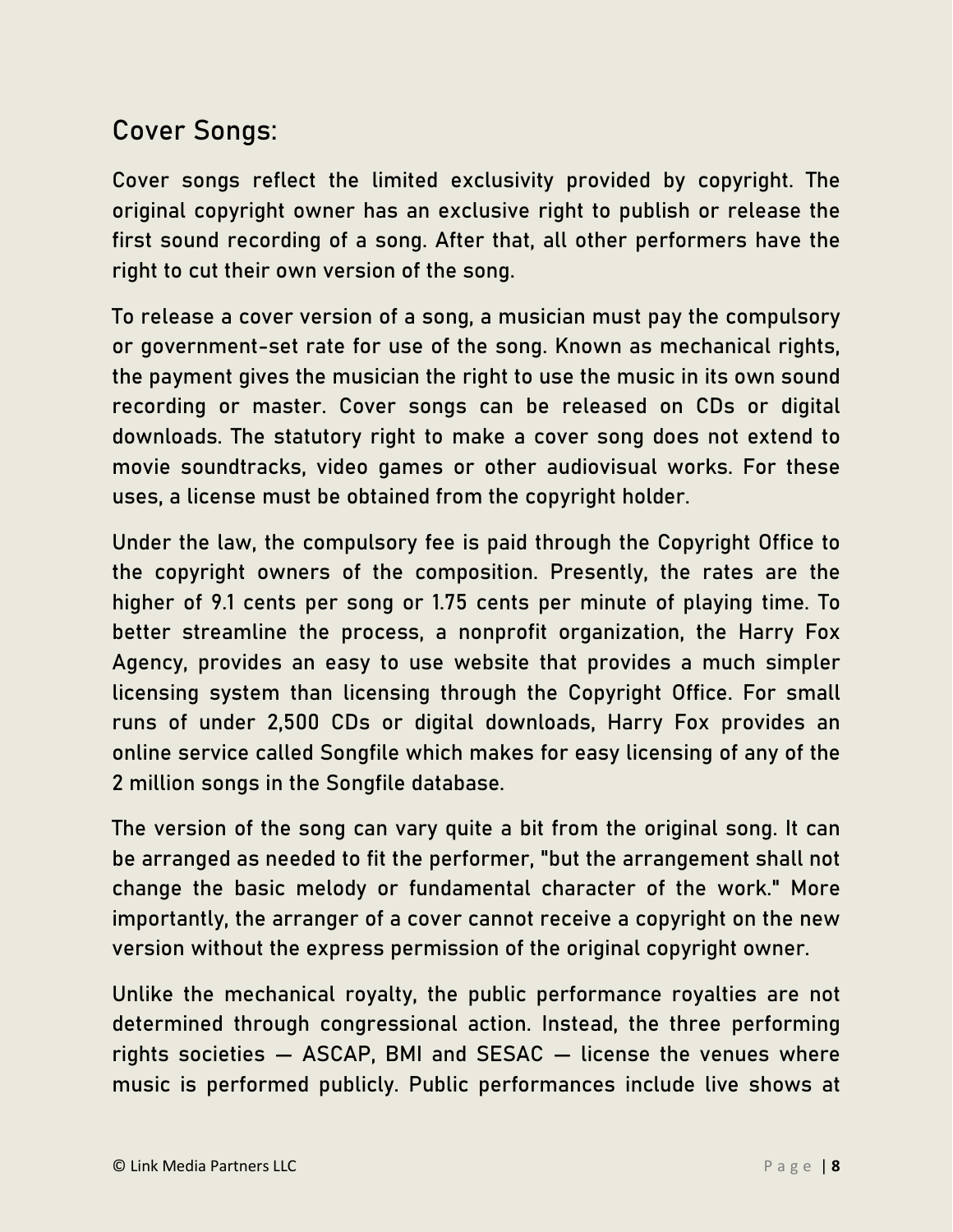## Cover Songs:

Cover songs reflect the limited exclusivity provided by copyright. The original copyright owner has an exclusive right to publish or release the first sound recording of a song. After that, all other performers have the right to cut their own version of the song.

To release a cover version of a song, a musician must pay the compulsory or government-set rate for use of the song. Known as mechanical rights, the payment gives the musician the right to use the music in its own sound recording or master. Cover songs can be released on CDs or digital downloads. The statutory right to make a cover song does not extend to movie soundtracks, video games or other audiovisual works. For these uses, a license must be obtained from the copyright holder.

Under the law, the compulsory fee is paid through the Copyright Office to the copyright owners of the composition. Presently, the rates are the higher of 9.1 cents per song or 1.75 cents per minute of playing time. To better streamline the process, a nonprofit organization, the Harry Fox Agency, provides an easy to use website that provides a much simpler licensing system than licensing through the Copyright Office. For small runs of under 2,500 CDs or digital downloads, Harry Fox provides an online service called Songfile which makes for easy licensing of any of the 2 million songs in the Songfile database.

The version of the song can vary quite a bit from the original song. It can be arranged as needed to fit the performer, "but the arrangement shall not change the basic melody or fundamental character of the work." More importantly, the arranger of a cover cannot receive a copyright on the new version without the express permission of the original copyright owner.

Unlike the mechanical royalty, the public performance royalties are not determined through congressional action. Instead, the three performing rights societies — ASCAP, BMI and SESAC — license the venues where music is performed publicly. Public performances include live shows at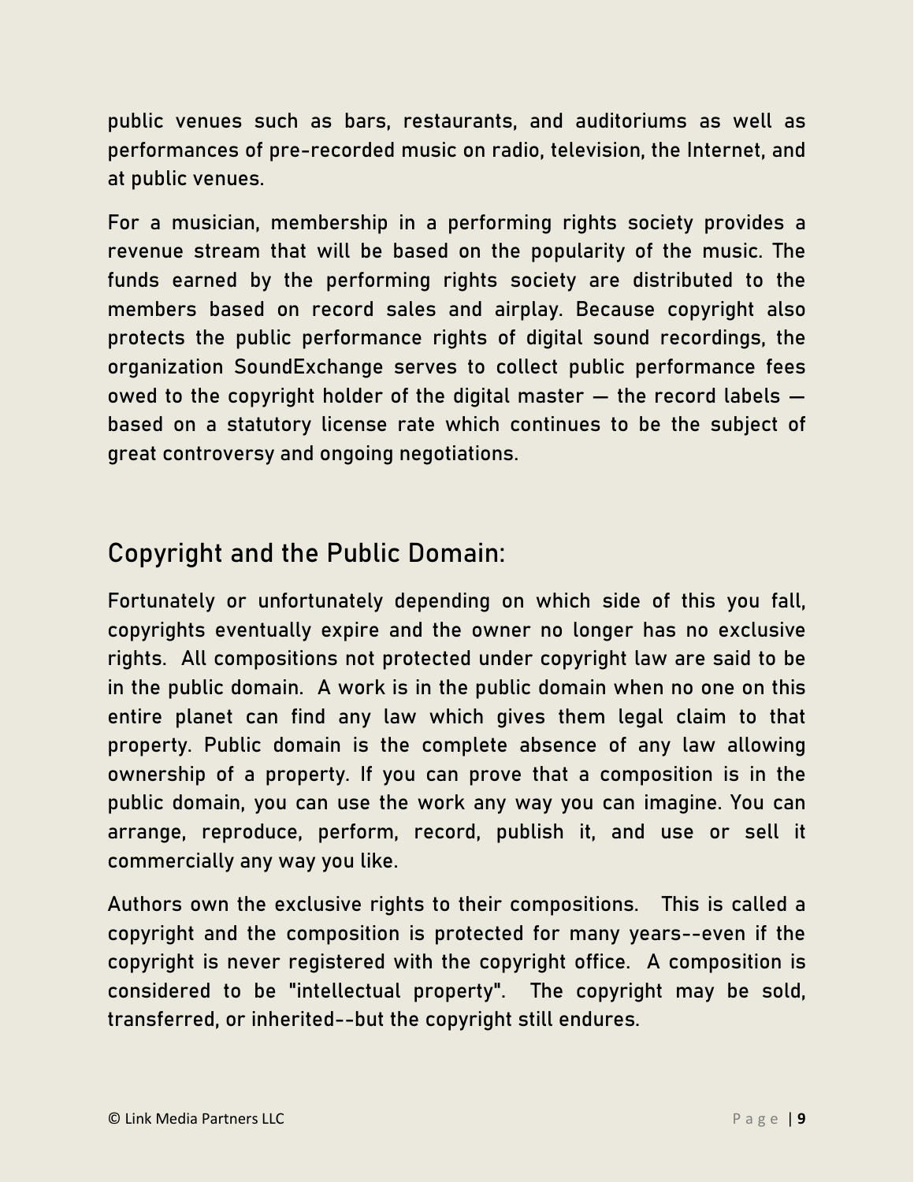public venues such as bars, restaurants, and auditoriums as well as performances of pre-recorded music on radio, television, the Internet, and at public venues.

For a musician, membership in a performing rights society provides a revenue stream that will be based on the popularity of the music. The funds earned by the performing rights society are distributed to the members based on record sales and airplay. Because copyright also protects the public performance rights of digital sound recordings, the organization SoundExchange serves to collect public performance fees owed to the copyright holder of the digital master — the record labels — based on a statutory license rate which continues to be the subject of great controversy and ongoing negotiations.

## Copyright and the Public Domain:

Fortunately or unfortunately depending on which side of this you fall, copyrights eventually expire and the owner no longer has no exclusive rights. All compositions not protected under copyright law are said to be in the public domain. A work is in the public domain when no one on this entire planet can find any law which gives them legal claim to that property. Public domain is the complete absence of any law allowing ownership of a property. If you can prove that a composition is in the public domain, you can use the work any way you can imagine. You can arrange, reproduce, perform, record, publish it, and use or sell it commercially any way you like.

Authors own the exclusive rights to their compositions. This is called a copyright and the composition is protected for many years--even if the copyright is never registered with the copyright office. A composition is considered to be "intellectual property". The copyright may be sold, transferred, or inherited--but the copyright still endures.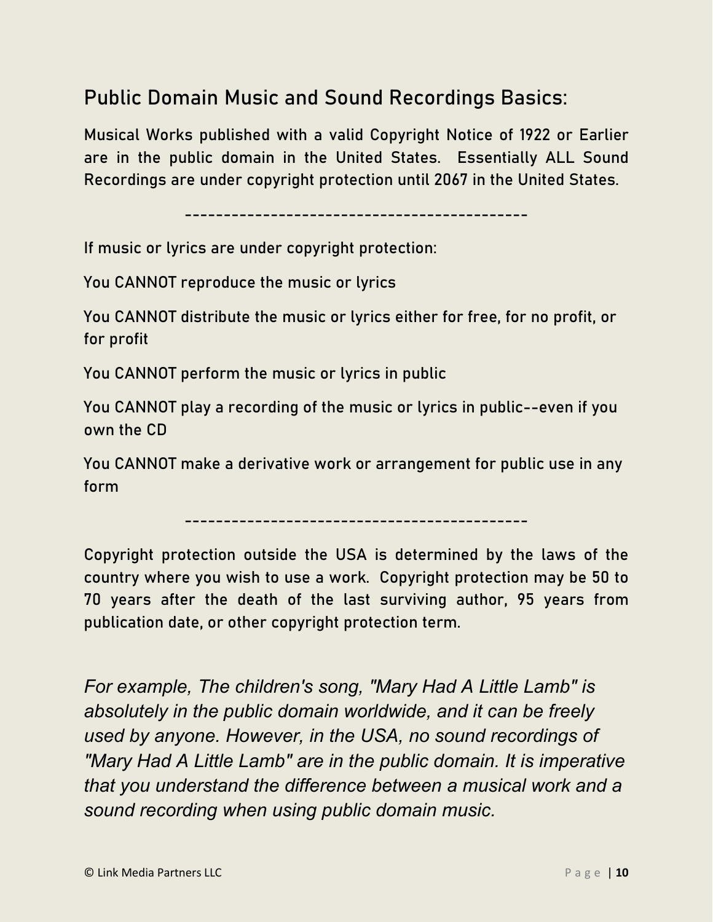## Public Domain Music and Sound Recordings Basics:

Musical Works published with a valid Copyright Notice of 1922 or Earlier are in the public domain in the United States. Essentially ALL Sound Recordings are under copyright protection until 2067 in the United States.

--------------------------------------------

If music or lyrics are under copyright protection:

You CANNOT reproduce the music or lyrics

You CANNOT distribute the music or lyrics either for free, for no profit, or for profit

You CANNOT perform the music or lyrics in public

You CANNOT play a recording of the music or lyrics in public--even if you own the CD

You CANNOT make a derivative work or arrangement for public use in any form

--------------------------------------------

Copyright protection outside the USA is determined by the laws of the country where you wish to use a work. Copyright protection may be 50 to 70 years after the death of the last surviving author, 95 years from publication date, or other copyright protection term.

*For example, The children's song, "Mary Had A Little Lamb" is absolutely in the public domain worldwide, and it can be freely used by anyone. However, in the USA, no sound recordings of "Mary Had A Little Lamb" are in the public domain. It is imperative that you understand the difference between a musical work and a sound recording when using public domain music.*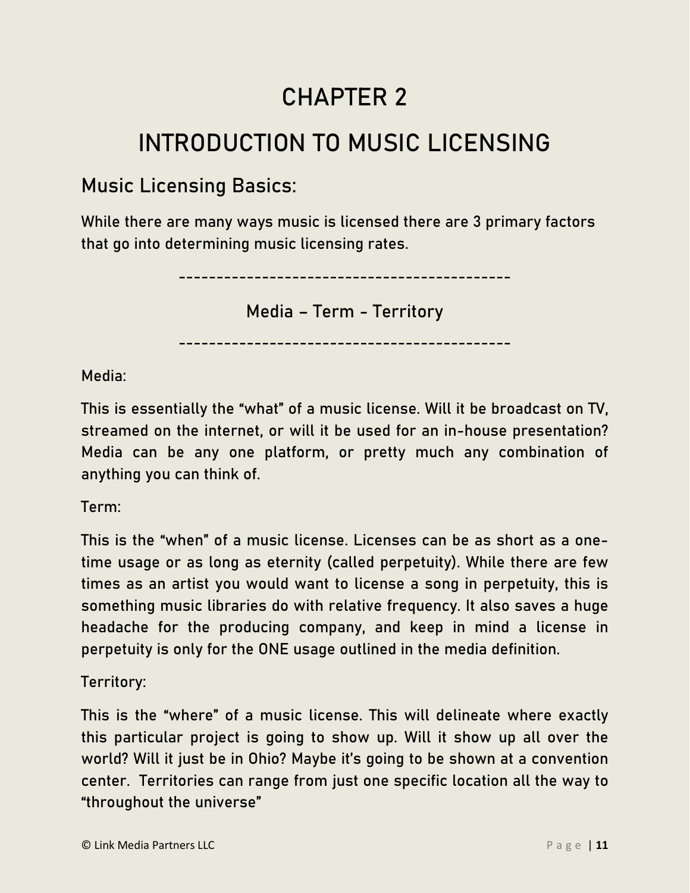# CHAPTER 2

# INTRODUCTION TO MUSIC LICENSING

## Music Licensing Basics:

While there are many ways music is licensed there are 3 primary factors that go into determining music licensing rates.

--------------------------------------------

Media – Term - Territory

--------------------------------------------

Media:

This is essentially the "what" of a music license. Will it be broadcast on TV, streamed on the internet, or will it be used for an in-house presentation? Media can be any one platform, or pretty much any combination of anything you can think of.

Term:

This is the "when" of a music license. Licenses can be as short as a one-time usage or as long as eternity (called perpetuity). While there are few times as an artist you would want to license a song in perpetuity, this is something music libraries do with relative frequency. It also saves a huge headache for the producing company, and keep in mind a license in perpetuity is only for the ONE usage outlined in the media definition.

Territory:

This is the "where" of a music license. This will delineate where exactly this particular project is going to show up. Will it show up all over the world? Will it just be in Ohio? Maybe it's going to be shown at a convention center. Territories can range from just one specific location all the way to "throughout the universe"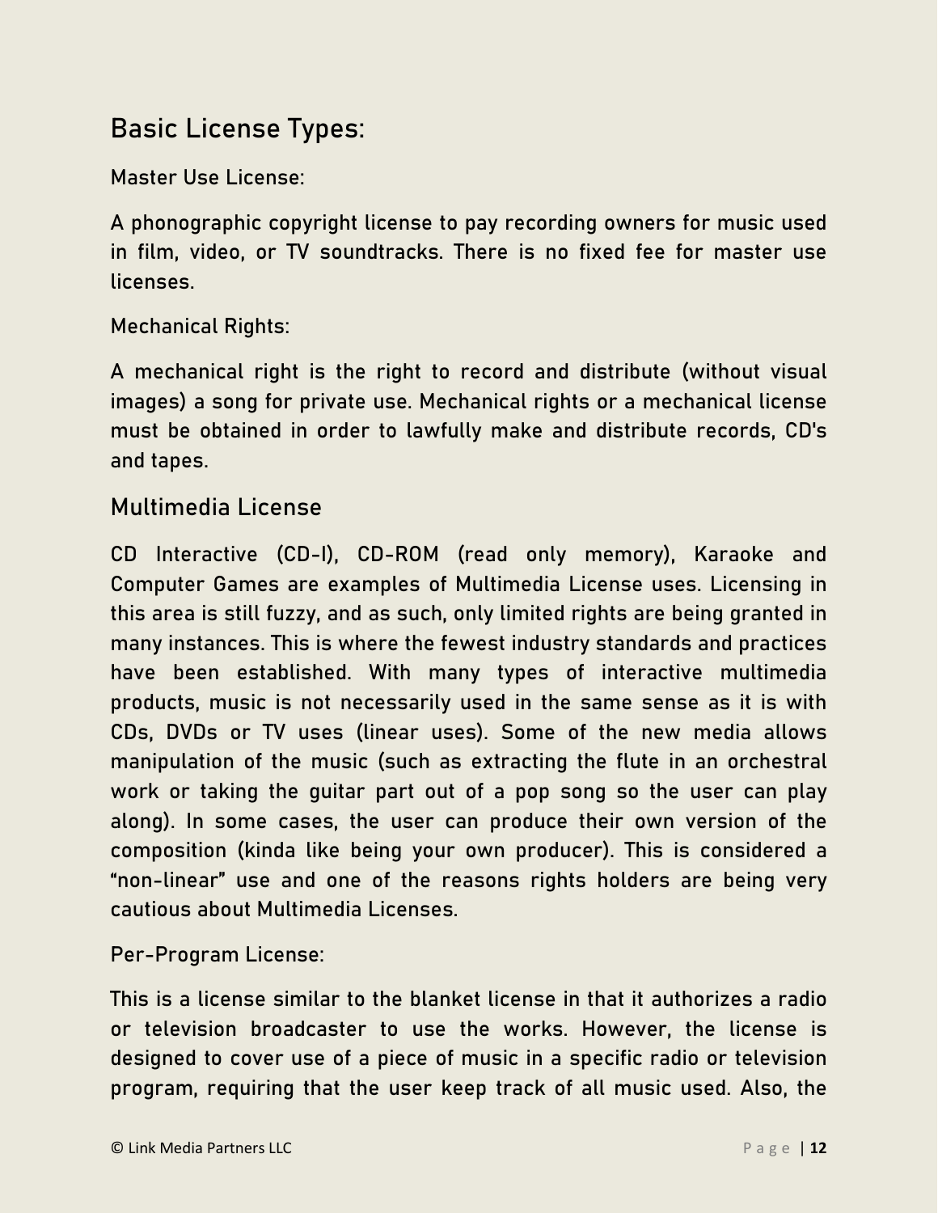## Basic License Types:

Master Use License:

A phonographic copyright license to pay recording owners for music used in film, video, or TV soundtracks. There is no fixed fee for master use licenses.

Mechanical Rights:

A mechanical right is the right to record and distribute (without visual images) a song for private use. Mechanical rights or a mechanical license must be obtained in order to lawfully make and distribute records, CD's and tapes.

### Multimedia License

CD Interactive (CD-I), CD-ROM (read only memory), Karaoke and Computer Games are examples of Multimedia License uses. Licensing in this area is still fuzzy, and as such, only limited rights are being granted in many instances. This is where the fewest industry standards and practices have been established. With many types of interactive multimedia products, music is not necessarily used in the same sense as it is with CDs, DVDs or TV uses (linear uses). Some of the new media allows manipulation of the music (such as extracting the flute in an orchestral work or taking the guitar part out of a pop song so the user can play along). In some cases, the user can produce their own version of the composition (kinda like being your own producer). This is considered a "non-linear" use and one of the reasons rights holders are being very cautious about Multimedia Licenses.

Per-Program License:

This is a license similar to the blanket license in that it authorizes a radio or television broadcaster to use the works. However, the license is designed to cover use of a piece of music in a specific radio or television program, requiring that the user keep track of all music used. Also, the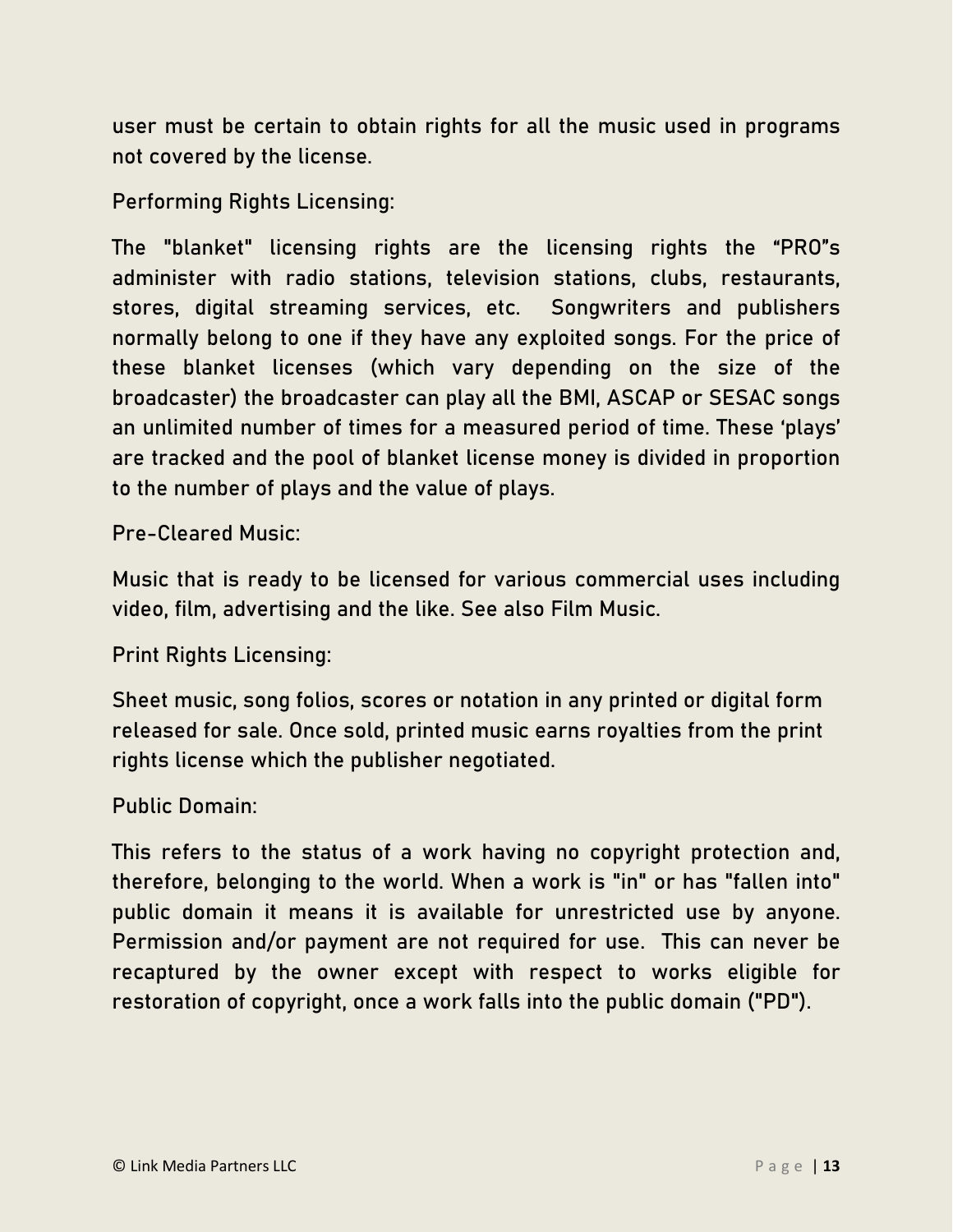user must be certain to obtain rights for all the music used in programs not covered by the license.

Performing Rights Licensing:

The "blanket" licensing rights are the licensing rights the "PRO"s administer with radio stations, television stations, clubs, restaurants, stores, digital streaming services, etc. Songwriters and publishers normally belong to one if they have any exploited songs. For the price of these blanket licenses (which vary depending on the size of the broadcaster) the broadcaster can play all the BMI, ASCAP or SESAC songs an unlimited number of times for a measured period of time. These 'plays' are tracked and the pool of blanket license money is divided in proportion to the number of plays and the value of plays.

Pre-Cleared Music:

Music that is ready to be licensed for various commercial uses including video, film, advertising and the like. See also Film Music.

Print Rights Licensing:

Sheet music, song folios, scores or notation in any printed or digital form released for sale. Once sold, printed music earns royalties from the print rights license which the publisher negotiated.

Public Domain:

This refers to the status of a work having no copyright protection and, therefore, belonging to the world. When a work is "in" or has "fallen into" public domain it means it is available for unrestricted use by anyone. Permission and/or payment are not required for use. This can never be recaptured by the owner except with respect to works eligible for restoration of copyright, once a work falls into the public domain ("PD").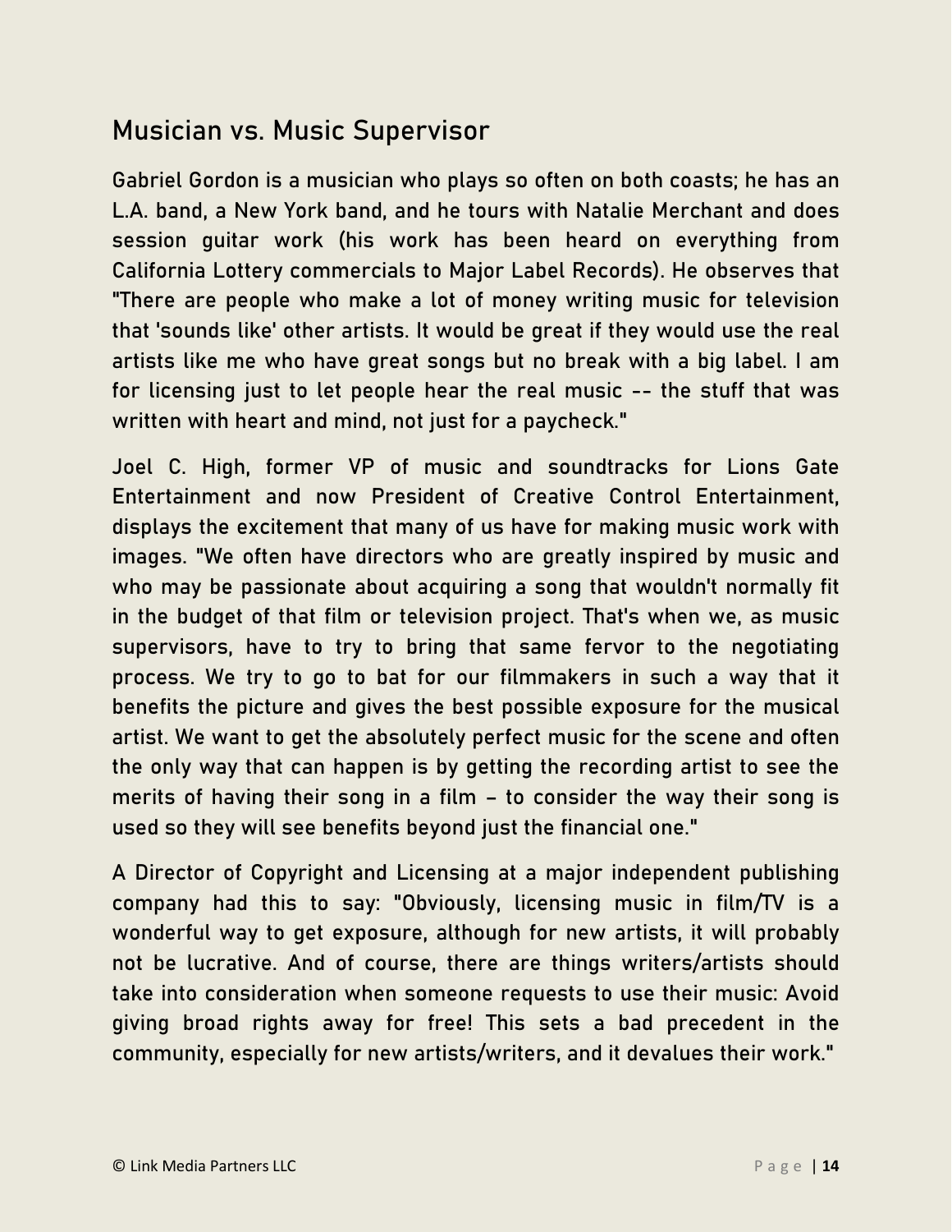## Musician vs. Music Supervisor

Gabriel Gordon is a musician who plays so often on both coasts; he has an L.A. band, a New York band, and he tours with Natalie Merchant and does session guitar work (his work has been heard on everything from California Lottery commercials to Major Label Records). He observes that "There are people who make a lot of money writing music for television that 'sounds like' other artists. It would be great if they would use the real artists like me who have great songs but no break with a big label. I am for licensing just to let people hear the real music -- the stuff that was written with heart and mind, not just for a paycheck."

Joel C. High, former VP of music and soundtracks for Lions Gate Entertainment and now President of Creative Control Entertainment, displays the excitement that many of us have for making music work with images. "We often have directors who are greatly inspired by music and who may be passionate about acquiring a song that wouldn't normally fit in the budget of that film or television project. That's when we, as music supervisors, have to try to bring that same fervor to the negotiating process. We try to go to bat for our filmmakers in such a way that it benefits the picture and gives the best possible exposure for the musical artist. We want to get the absolutely perfect music for the scene and often the only way that can happen is by getting the recording artist to see the merits of having their song in a film – to consider the way their song is used so they will see benefits beyond just the financial one."

A Director of Copyright and Licensing at a major independent publishing company had this to say: "Obviously, licensing music in film/TV is a wonderful way to get exposure, although for new artists, it will probably not be lucrative. And of course, there are things writers/artists should take into consideration when someone requests to use their music: Avoid giving broad rights away for free! This sets a bad precedent in the community, especially for new artists/writers, and it devalues their work."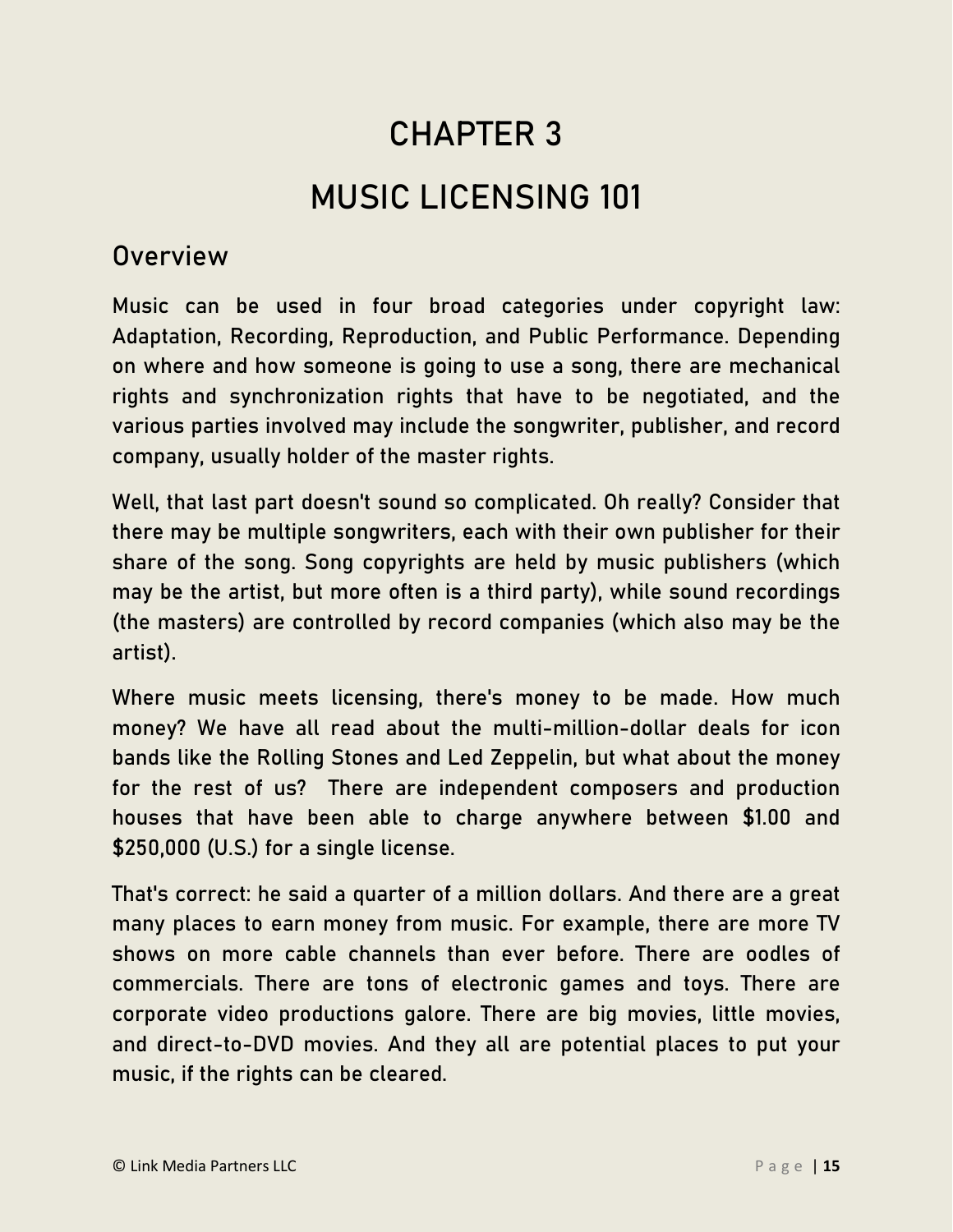# CHAPTER 3

# MUSIC LICENSING 101

## Overview

Music can be used in four broad categories under copyright law: Adaptation, Recording, Reproduction, and Public Performance. Depending on where and how someone is going to use a song, there are mechanical rights and synchronization rights that have to be negotiated, and the various parties involved may include the songwriter, publisher, and record company, usually holder of the master rights.

Well, that last part doesn't sound so complicated. Oh really? Consider that there may be multiple songwriters, each with their own publisher for their share of the song. Song copyrights are held by music publishers (which may be the artist, but more often is a third party), while sound recordings (the masters) are controlled by record companies (which also may be the artist).

Where music meets licensing, there's money to be made. How much money? We have all read about the multi-million-dollar deals for icon bands like the Rolling Stones and Led Zeppelin, but what about the money for the rest of us? There are independent composers and production houses that have been able to charge anywhere between $1.00 and $250,000 (U.S.) for a single license.

That's correct: he said a quarter of a million dollars. And there are a great many places to earn money from music. For example, there are more TV shows on more cable channels than ever before. There are oodles of commercials. There are tons of electronic games and toys. There are corporate video productions galore. There are big movies, little movies, and direct-to-DVD movies. And they all are potential places to put your music, if the rights can be cleared.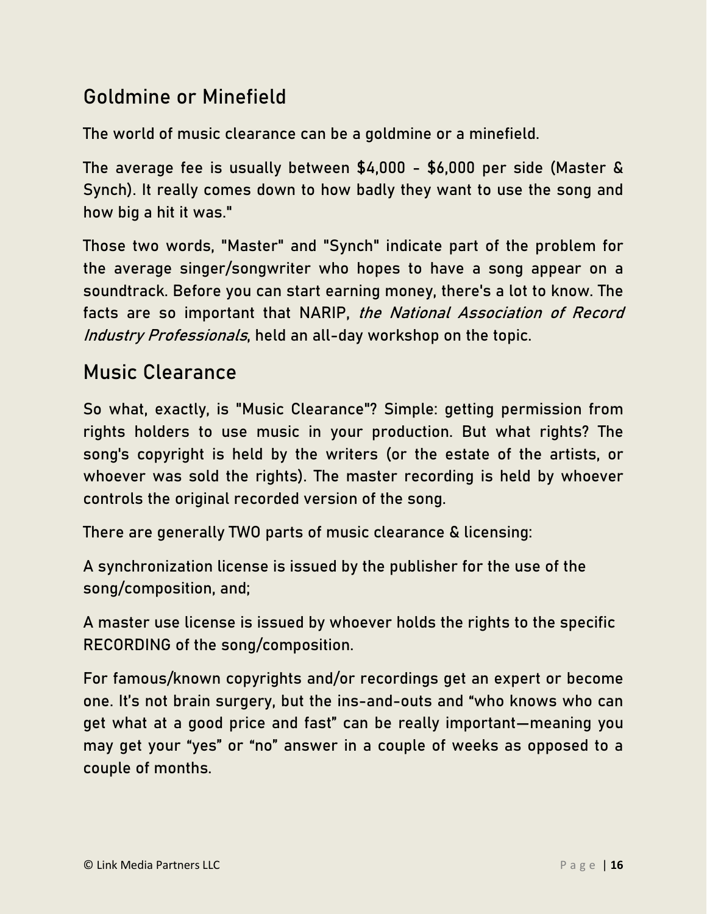## Goldmine or Minefield

The world of music clearance can be a goldmine or a minefield.

The average fee is usually between $4,000 - $6,000 per side (Master & Synch). It really comes down to how badly they want to use the song and how big a hit it was."

Those two words, "Master" and "Synch" indicate part of the problem for the average singer/songwriter who hopes to have a song appear on a soundtrack. Before you can start earning money, there's a lot to know. The facts are so important that NARIP, *the National Association of Record Industry Professionals*, held an all-day workshop on the topic.

## Music Clearance

So what, exactly, is "Music Clearance"? Simple: getting permission from rights holders to use music in your production. But what rights? The song's copyright is held by the writers (or the estate of the artists, or whoever was sold the rights). The master recording is held by whoever controls the original recorded version of the song.

There are generally TWO parts of music clearance & licensing:

A synchronization license is issued by the publisher for the use of the song/composition, and;

A master use license is issued by whoever holds the rights to the specific RECORDING of the song/composition.

For famous/known copyrights and/or recordings get an expert or become one. It's not brain surgery, but the ins-and-outs and "who knows who can get what at a good price and fast" can be really important—meaning you may get your "yes" or "no" answer in a couple of weeks as opposed to a couple of months.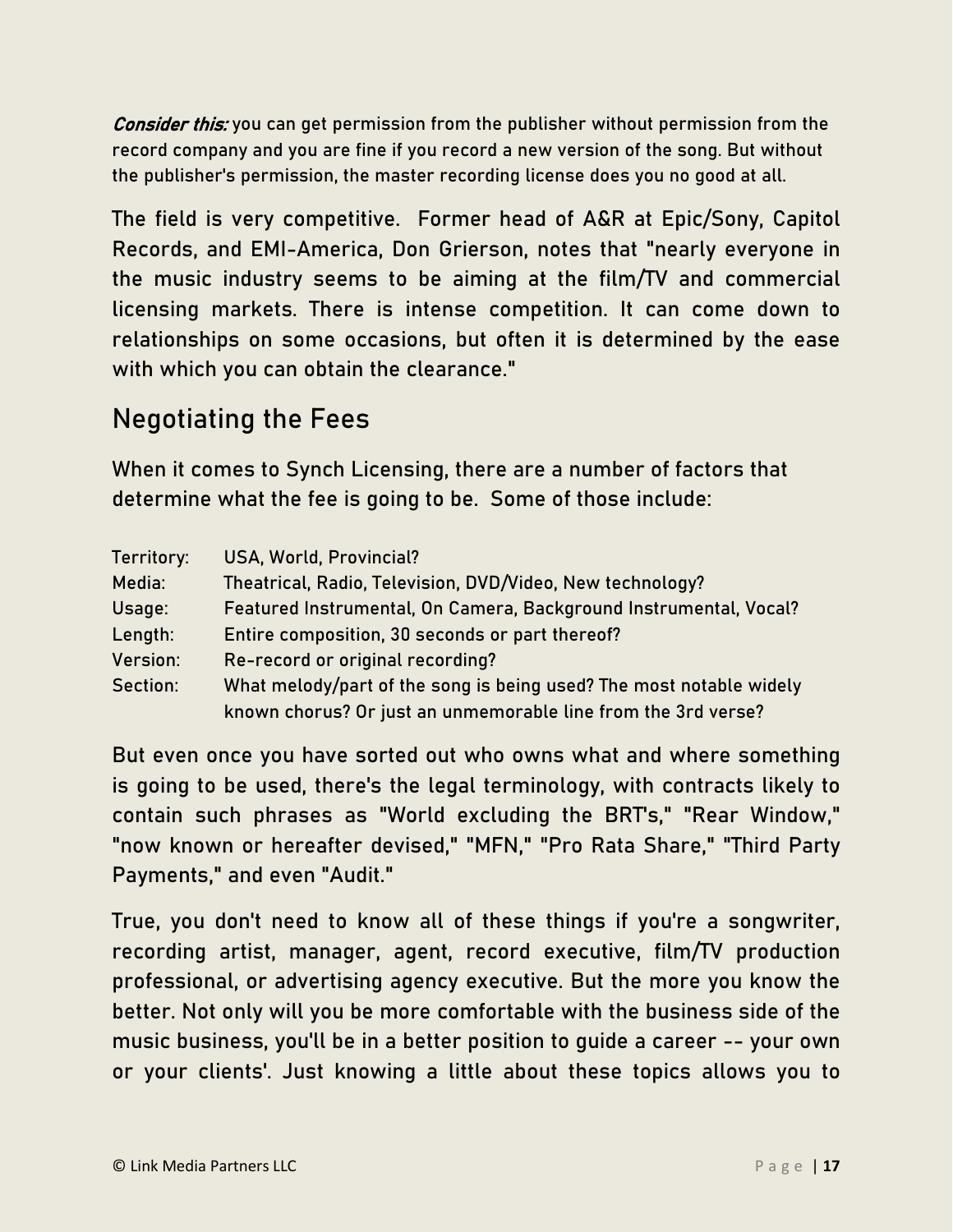*Consider this:* you can get permission from the publisher without permission from the record company and you are fine if you record a new version of the song. But without the publisher's permission, the master recording license does you no good at all.

The field is very competitive. Former head of A&R at Epic/Sony, Capitol Records, and EMI-America, Don Grierson, notes that "nearly everyone in the music industry seems to be aiming at the film/TV and commercial licensing markets. There is intense competition. It can come down to relationships on some occasions, but often it is determined by the ease with which you can obtain the clearance."

## Negotiating the Fees

When it comes to Synch Licensing, there are a number of factors that determine what the fee is going to be. Some of those include:

| | |
|---|---|
| Territory: | USA, World, Provincial? |
| Media: | Theatrical, Radio, Television, DVD/Video, New technology? |
| Usage: | Featured Instrumental, On Camera, Background Instrumental, Vocal? |
| Length: | Entire composition, 30 seconds or part thereof? |
| Version: | Re-record or original recording? |
| Section: | What melody/part of the song is being used? The most notable widely known chorus? Or just an unmemorable line from the 3rd verse? |

But even once you have sorted out who owns what and where something is going to be used, there's the legal terminology, with contracts likely to contain such phrases as "World excluding the BRT's," "Rear Window," "now known or hereafter devised," "MFN," "Pro Rata Share," "Third Party Payments," and even "Audit."

True, you don't need to know all of these things if you're a songwriter, recording artist, manager, agent, record executive, film/TV production professional, or advertising agency executive. But the more you know the better. Not only will you be more comfortable with the business side of the music business, you'll be in a better position to guide a career -- your own or your clients'. Just knowing a little about these topics allows you to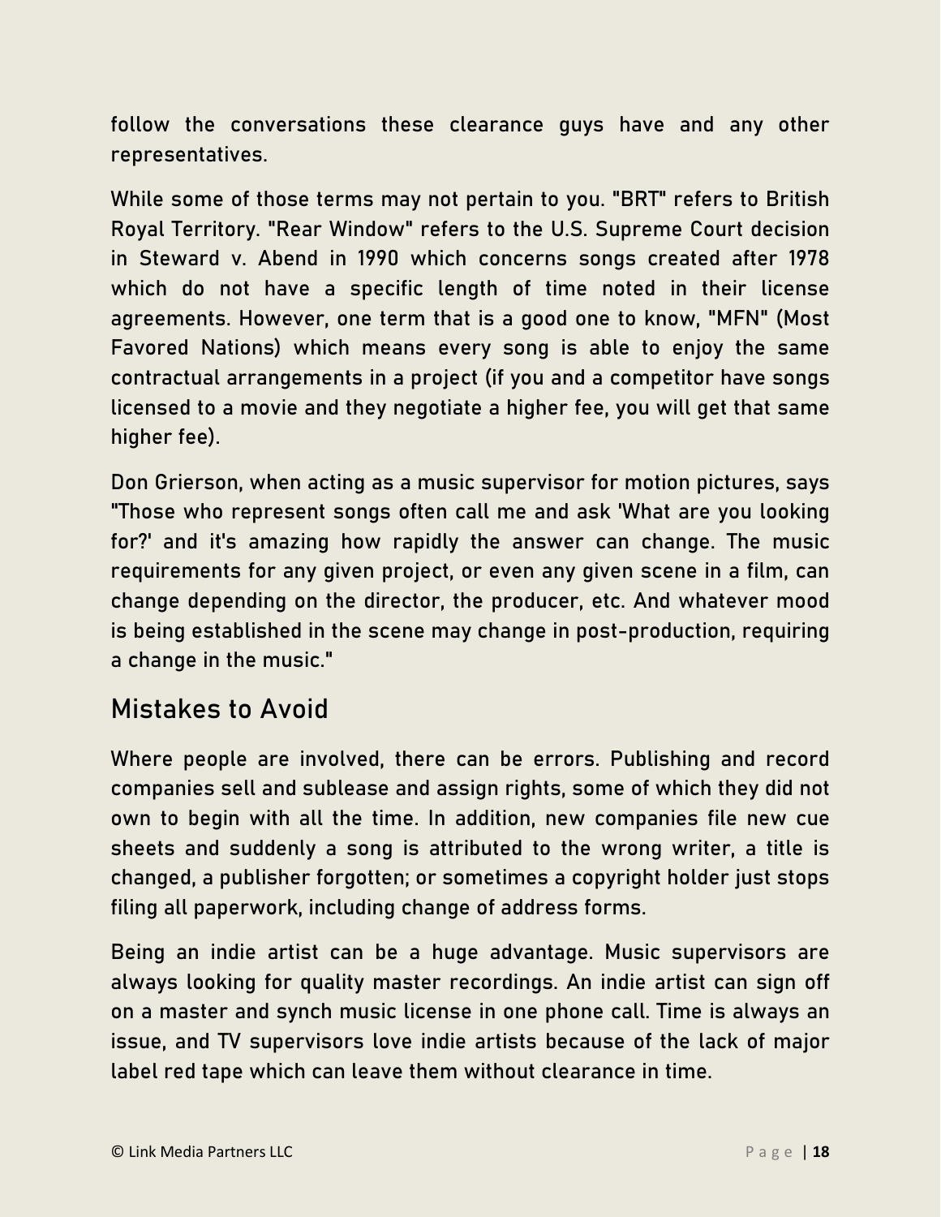follow the conversations these clearance guys have and any other representatives.

While some of those terms may not pertain to you. "BRT" refers to British Royal Territory. "Rear Window" refers to the U.S. Supreme Court decision in Steward v. Abend in 1990 which concerns songs created after 1978 which do not have a specific length of time noted in their license agreements. However, one term that is a good one to know, "MFN" (Most Favored Nations) which means every song is able to enjoy the same contractual arrangements in a project (if you and a competitor have songs licensed to a movie and they negotiate a higher fee, you will get that same higher fee).

Don Grierson, when acting as a music supervisor for motion pictures, says "Those who represent songs often call me and ask 'What are you looking for?' and it's amazing how rapidly the answer can change. The music requirements for any given project, or even any given scene in a film, can change depending on the director, the producer, etc. And whatever mood is being established in the scene may change in post-production, requiring a change in the music."

## Mistakes to Avoid

Where people are involved, there can be errors. Publishing and record companies sell and sublease and assign rights, some of which they did not own to begin with all the time. In addition, new companies file new cue sheets and suddenly a song is attributed to the wrong writer, a title is changed, a publisher forgotten; or sometimes a copyright holder just stops filing all paperwork, including change of address forms.

Being an indie artist can be a huge advantage. Music supervisors are always looking for quality master recordings. An indie artist can sign off on a master and synch music license in one phone call. Time is always an issue, and TV supervisors love indie artists because of the lack of major label red tape which can leave them without clearance in time.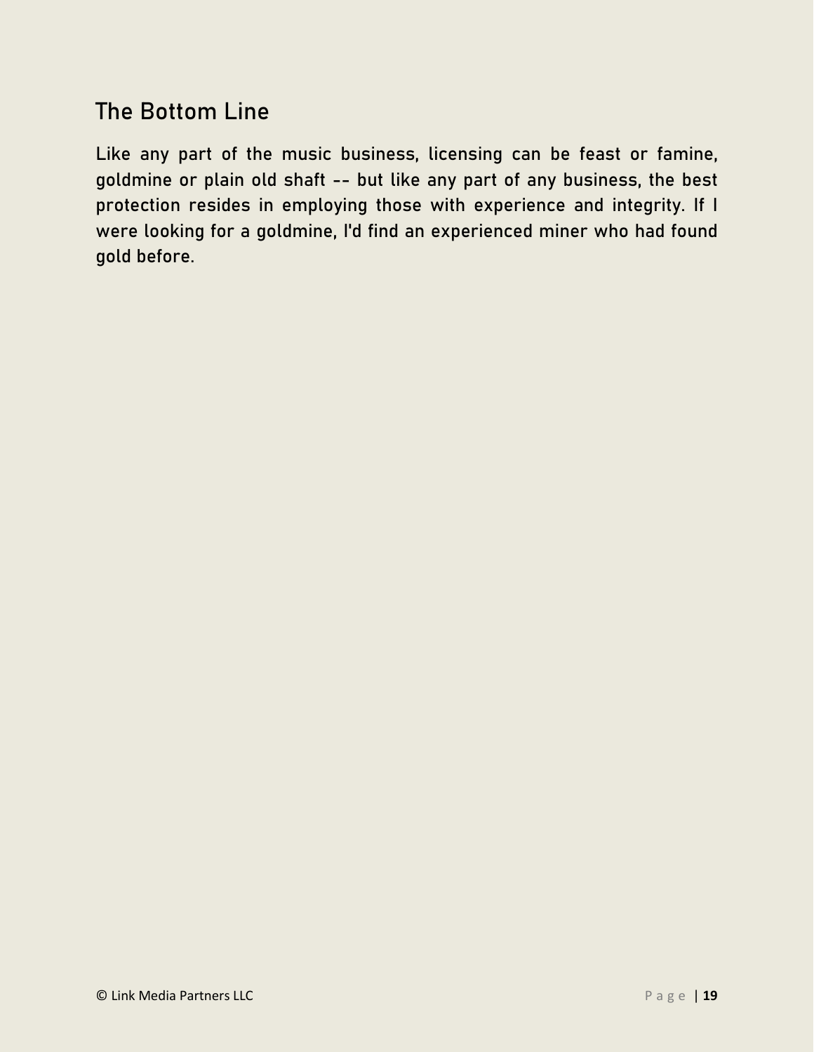## The Bottom Line

Like any part of the music business, licensing can be feast or famine, goldmine or plain old shaft -- but like any part of any business, the best protection resides in employing those with experience and integrity. If I were looking for a goldmine, I'd find an experienced miner who had found gold before.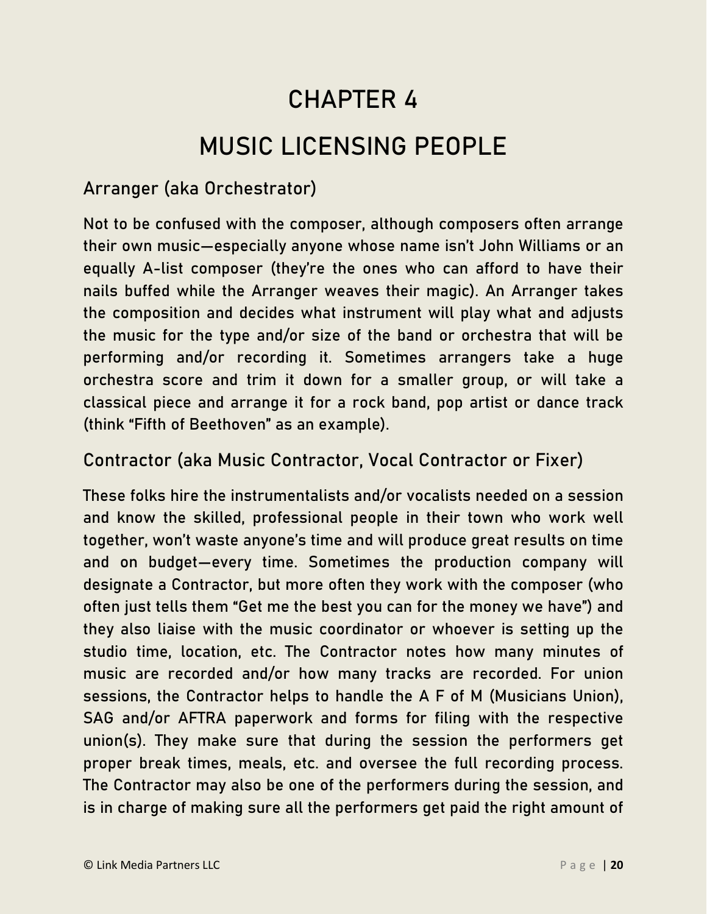# CHAPTER 4

# MUSIC LICENSING PEOPLE

## Arranger (aka Orchestrator)

Not to be confused with the composer, although composers often arrange their own music—especially anyone whose name isn't John Williams or an equally A-list composer (they're the ones who can afford to have their nails buffed while the Arranger weaves their magic). An Arranger takes the composition and decides what instrument will play what and adjusts the music for the type and/or size of the band or orchestra that will be performing and/or recording it. Sometimes arrangers take a huge orchestra score and trim it down for a smaller group, or will take a classical piece and arrange it for a rock band, pop artist or dance track (think "Fifth of Beethoven" as an example).

## Contractor (aka Music Contractor, Vocal Contractor or Fixer)

These folks hire the instrumentalists and/or vocalists needed on a session and know the skilled, professional people in their town who work well together, won't waste anyone's time and will produce great results on time and on budget—every time. Sometimes the production company will designate a Contractor, but more often they work with the composer (who often just tells them "Get me the best you can for the money we have") and they also liaise with the music coordinator or whoever is setting up the studio time, location, etc. The Contractor notes how many minutes of music are recorded and/or how many tracks are recorded. For union sessions, the Contractor helps to handle the A F of M (Musicians Union), SAG and/or AFTRA paperwork and forms for filing with the respective union(s). They make sure that during the session the performers get proper break times, meals, etc. and oversee the full recording process. The Contractor may also be one of the performers during the session, and is in charge of making sure all the performers get paid the right amount of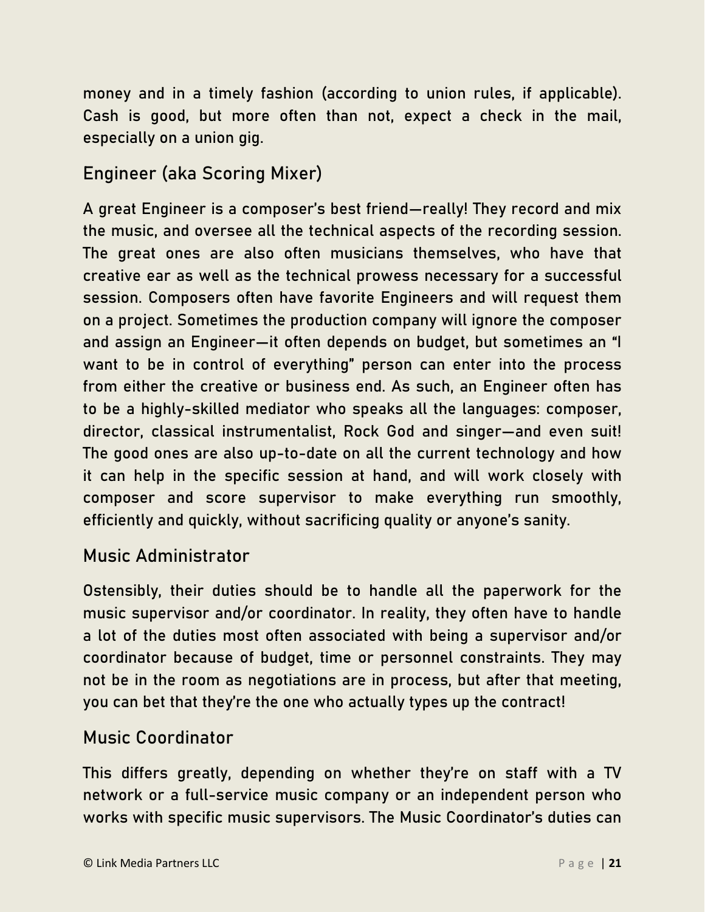money and in a timely fashion (according to union rules, if applicable). Cash is good, but more often than not, expect a check in the mail, especially on a union gig.

## Engineer (aka Scoring Mixer)

A great Engineer is a composer's best friend—really! They record and mix the music, and oversee all the technical aspects of the recording session. The great ones are also often musicians themselves, who have that creative ear as well as the technical prowess necessary for a successful session. Composers often have favorite Engineers and will request them on a project. Sometimes the production company will ignore the composer and assign an Engineer—it often depends on budget, but sometimes an "I want to be in control of everything" person can enter into the process from either the creative or business end. As such, an Engineer often has to be a highly-skilled mediator who speaks all the languages: composer, director, classical instrumentalist, Rock God and singer—and even suit! The good ones are also up-to-date on all the current technology and how it can help in the specific session at hand, and will work closely with composer and score supervisor to make everything run smoothly, efficiently and quickly, without sacrificing quality or anyone's sanity.

## Music Administrator

Ostensibly, their duties should be to handle all the paperwork for the music supervisor and/or coordinator. In reality, they often have to handle a lot of the duties most often associated with being a supervisor and/or coordinator because of budget, time or personnel constraints. They may not be in the room as negotiations are in process, but after that meeting, you can bet that they're the one who actually types up the contract!

## Music Coordinator

This differs greatly, depending on whether they're on staff with a TV network or a full-service music company or an independent person who works with specific music supervisors. The Music Coordinator's duties can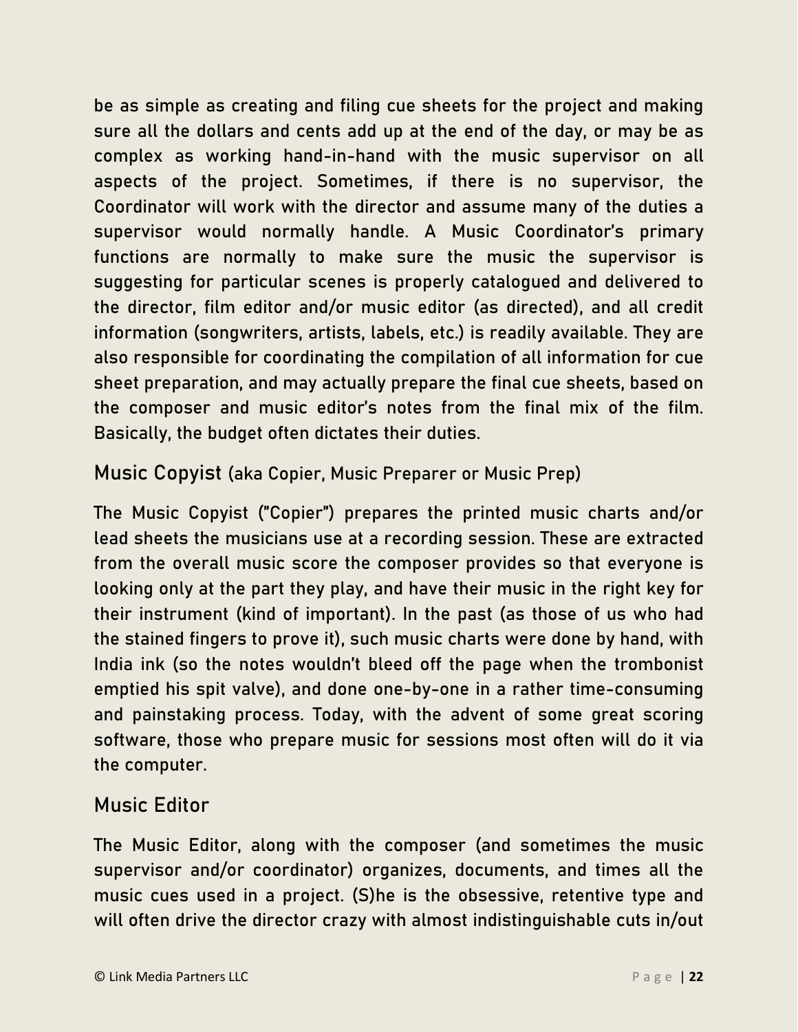be as simple as creating and filing cue sheets for the project and making sure all the dollars and cents add up at the end of the day, or may be as complex as working hand-in-hand with the music supervisor on all aspects of the project. Sometimes, if there is no supervisor, the Coordinator will work with the director and assume many of the duties a supervisor would normally handle. A Music Coordinator's primary functions are normally to make sure the music the supervisor is suggesting for particular scenes is properly catalogued and delivered to the director, film editor and/or music editor (as directed), and all credit information (songwriters, artists, labels, etc.) is readily available. They are also responsible for coordinating the compilation of all information for cue sheet preparation, and may actually prepare the final cue sheets, based on the composer and music editor's notes from the final mix of the film. Basically, the budget often dictates their duties.

### Music Copyist (aka Copier, Music Preparer or Music Prep)

The Music Copyist ("Copier") prepares the printed music charts and/or lead sheets the musicians use at a recording session. These are extracted from the overall music score the composer provides so that everyone is looking only at the part they play, and have their music in the right key for their instrument (kind of important). In the past (as those of us who had the stained fingers to prove it), such music charts were done by hand, with India ink (so the notes wouldn't bleed off the page when the trombonist emptied his spit valve), and done one-by-one in a rather time-consuming and painstaking process. Today, with the advent of some great scoring software, those who prepare music for sessions most often will do it via the computer.

### Music Editor

The Music Editor, along with the composer (and sometimes the music supervisor and/or coordinator) organizes, documents, and times all the music cues used in a project. (S)he is the obsessive, retentive type and will often drive the director crazy with almost indistinguishable cuts in/out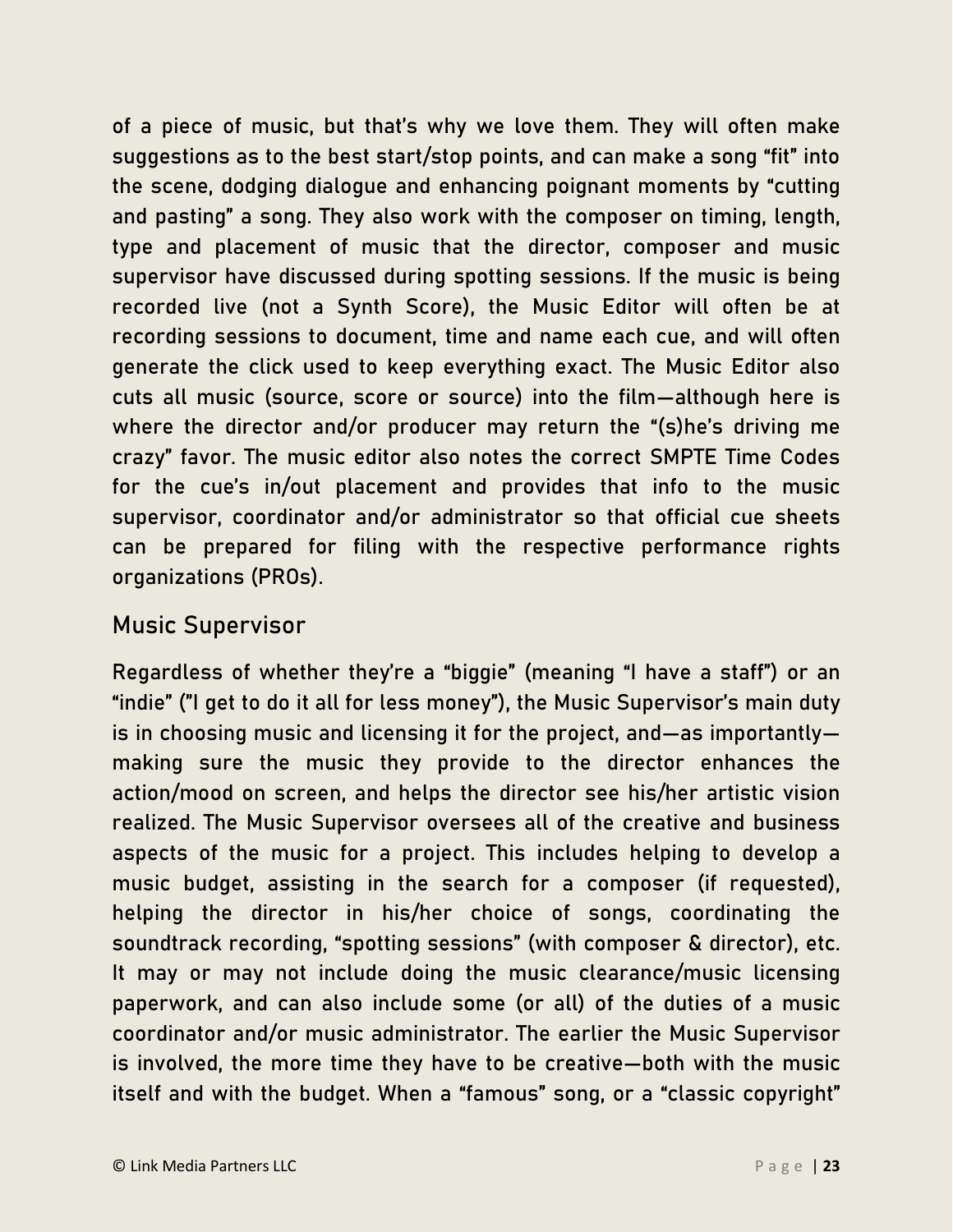of a piece of music, but that's why we love them. They will often make suggestions as to the best start/stop points, and can make a song "fit" into the scene, dodging dialogue and enhancing poignant moments by "cutting and pasting" a song. They also work with the composer on timing, length, type and placement of music that the director, composer and music supervisor have discussed during spotting sessions. If the music is being recorded live (not a Synth Score), the Music Editor will often be at recording sessions to document, time and name each cue, and will often generate the click used to keep everything exact. The Music Editor also cuts all music (source, score or source) into the film—although here is where the director and/or producer may return the "(s)he's driving me crazy" favor. The music editor also notes the correct SMPTE Time Codes for the cue's in/out placement and provides that info to the music supervisor, coordinator and/or administrator so that official cue sheets can be prepared for filing with the respective performance rights organizations (PROs).

## Music Supervisor

Regardless of whether they're a "biggie" (meaning "I have a staff") or an "indie" ("I get to do it all for less money"), the Music Supervisor's main duty is in choosing music and licensing it for the project, and—as importantly—making sure the music they provide to the director enhances the action/mood on screen, and helps the director see his/her artistic vision realized. The Music Supervisor oversees all of the creative and business aspects of the music for a project. This includes helping to develop a music budget, assisting in the search for a composer (if requested), helping the director in his/her choice of songs, coordinating the soundtrack recording, "spotting sessions" (with composer & director), etc. It may or may not include doing the music clearance/music licensing paperwork, and can also include some (or all) of the duties of a music coordinator and/or music administrator. The earlier the Music Supervisor is involved, the more time they have to be creative—both with the music itself and with the budget. When a "famous" song, or a "classic copyright"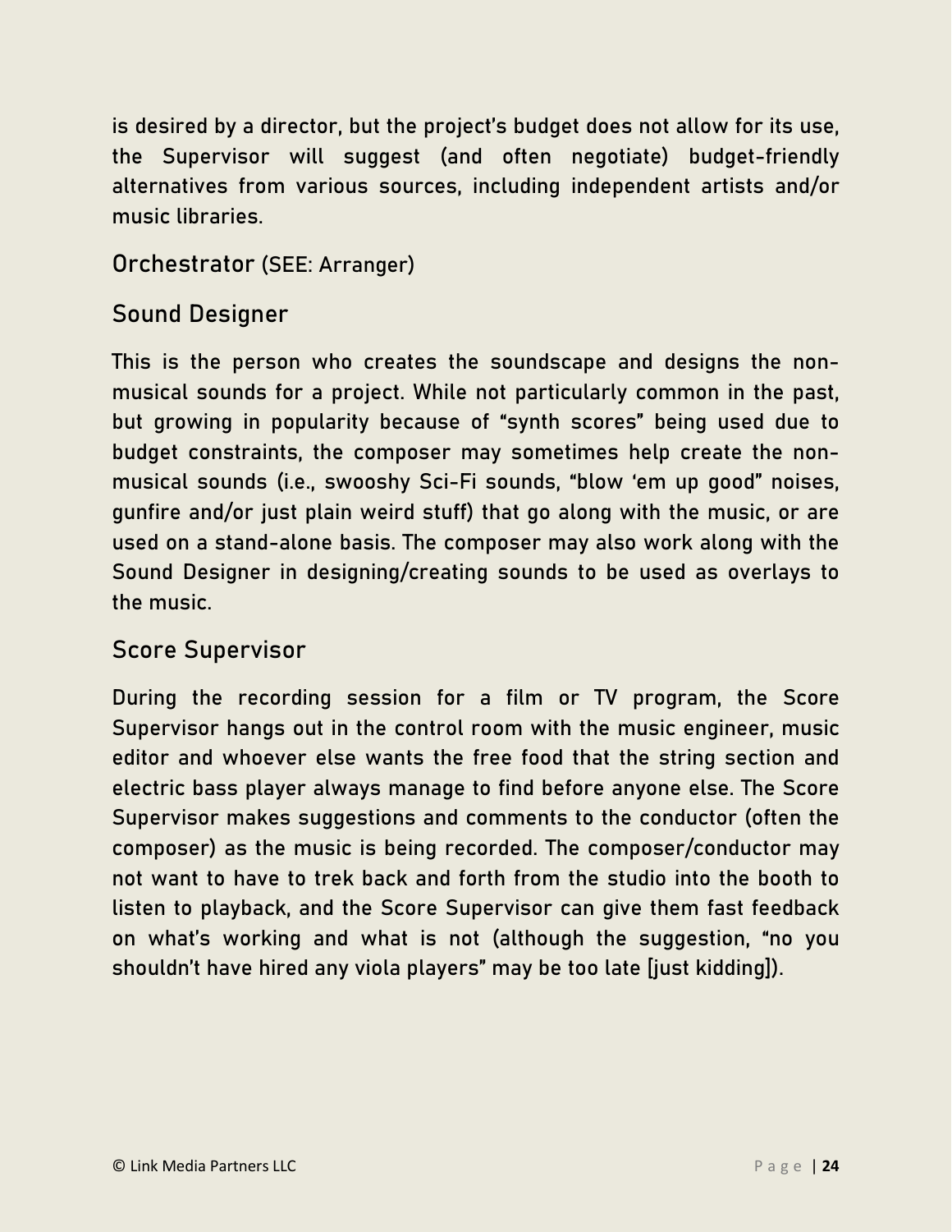is desired by a director, but the project's budget does not allow for its use, the Supervisor will suggest (and often negotiate) budget-friendly alternatives from various sources, including independent artists and/or music libraries.

## Orchestrator (SEE: Arranger)

## Sound Designer

This is the person who creates the soundscape and designs the non-musical sounds for a project. While not particularly common in the past, but growing in popularity because of "synth scores" being used due to budget constraints, the composer may sometimes help create the non-musical sounds (i.e., swooshy Sci-Fi sounds, "blow 'em up good" noises, gunfire and/or just plain weird stuff) that go along with the music, or are used on a stand-alone basis. The composer may also work along with the Sound Designer in designing/creating sounds to be used as overlays to the music.

## Score Supervisor

During the recording session for a film or TV program, the Score Supervisor hangs out in the control room with the music engineer, music editor and whoever else wants the free food that the string section and electric bass player always manage to find before anyone else. The Score Supervisor makes suggestions and comments to the conductor (often the composer) as the music is being recorded. The composer/conductor may not want to have to trek back and forth from the studio into the booth to listen to playback, and the Score Supervisor can give them fast feedback on what's working and what is not (although the suggestion, "no you shouldn't have hired any viola players" may be too late [just kidding]).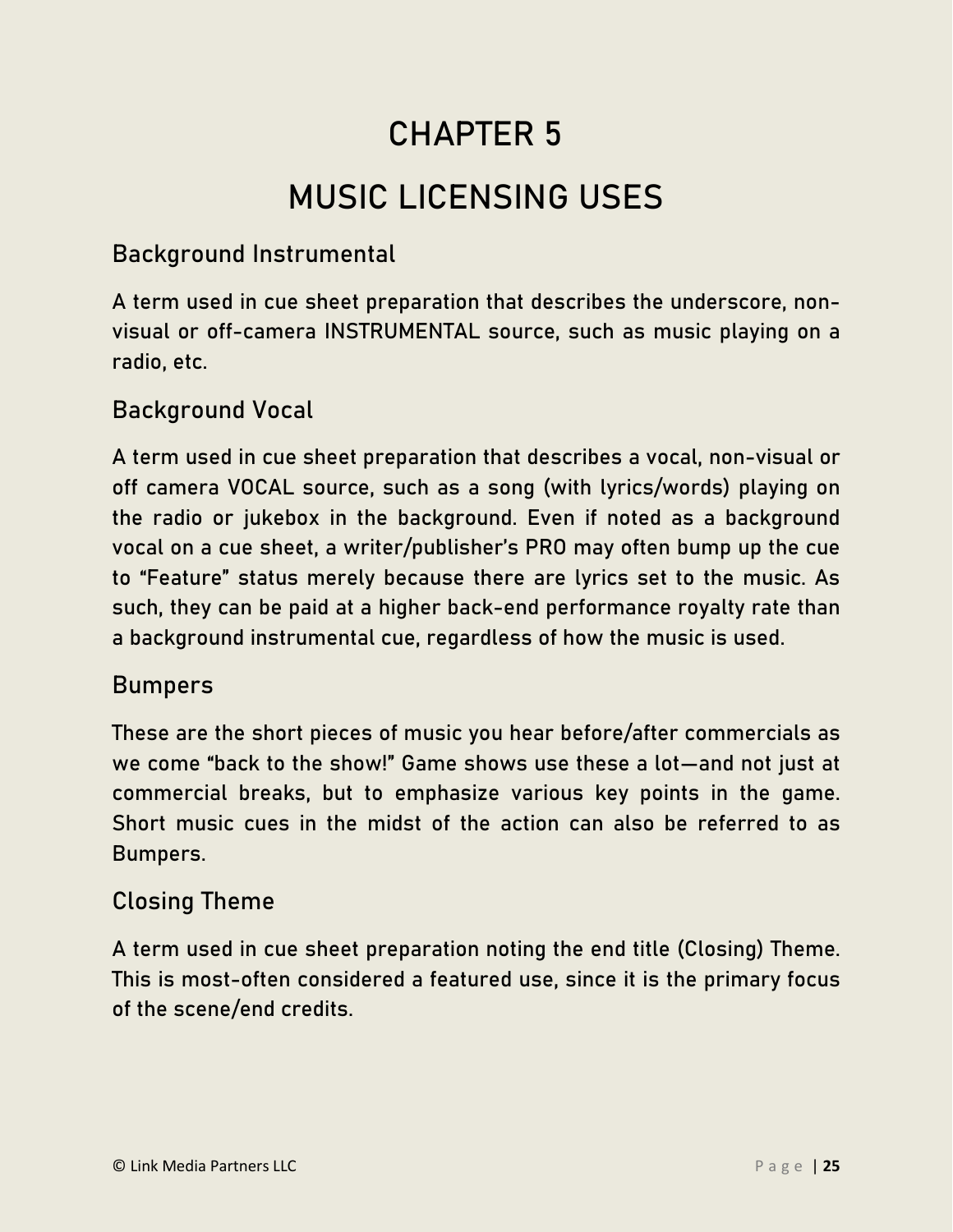# CHAPTER 5

# MUSIC LICENSING USES

## Background Instrumental

A term used in cue sheet preparation that describes the underscore, non-visual or off-camera INSTRUMENTAL source, such as music playing on a radio, etc.

## Background Vocal

A term used in cue sheet preparation that describes a vocal, non-visual or off camera VOCAL source, such as a song (with lyrics/words) playing on the radio or jukebox in the background. Even if noted as a background vocal on a cue sheet, a writer/publisher's PRO may often bump up the cue to "Feature" status merely because there are lyrics set to the music. As such, they can be paid at a higher back-end performance royalty rate than a background instrumental cue, regardless of how the music is used.

## Bumpers

These are the short pieces of music you hear before/after commercials as we come "back to the show!" Game shows use these a lot—and not just at commercial breaks, but to emphasize various key points in the game. Short music cues in the midst of the action can also be referred to as Bumpers.

## Closing Theme

A term used in cue sheet preparation noting the end title (Closing) Theme. This is most-often considered a featured use, since it is the primary focus of the scene/end credits.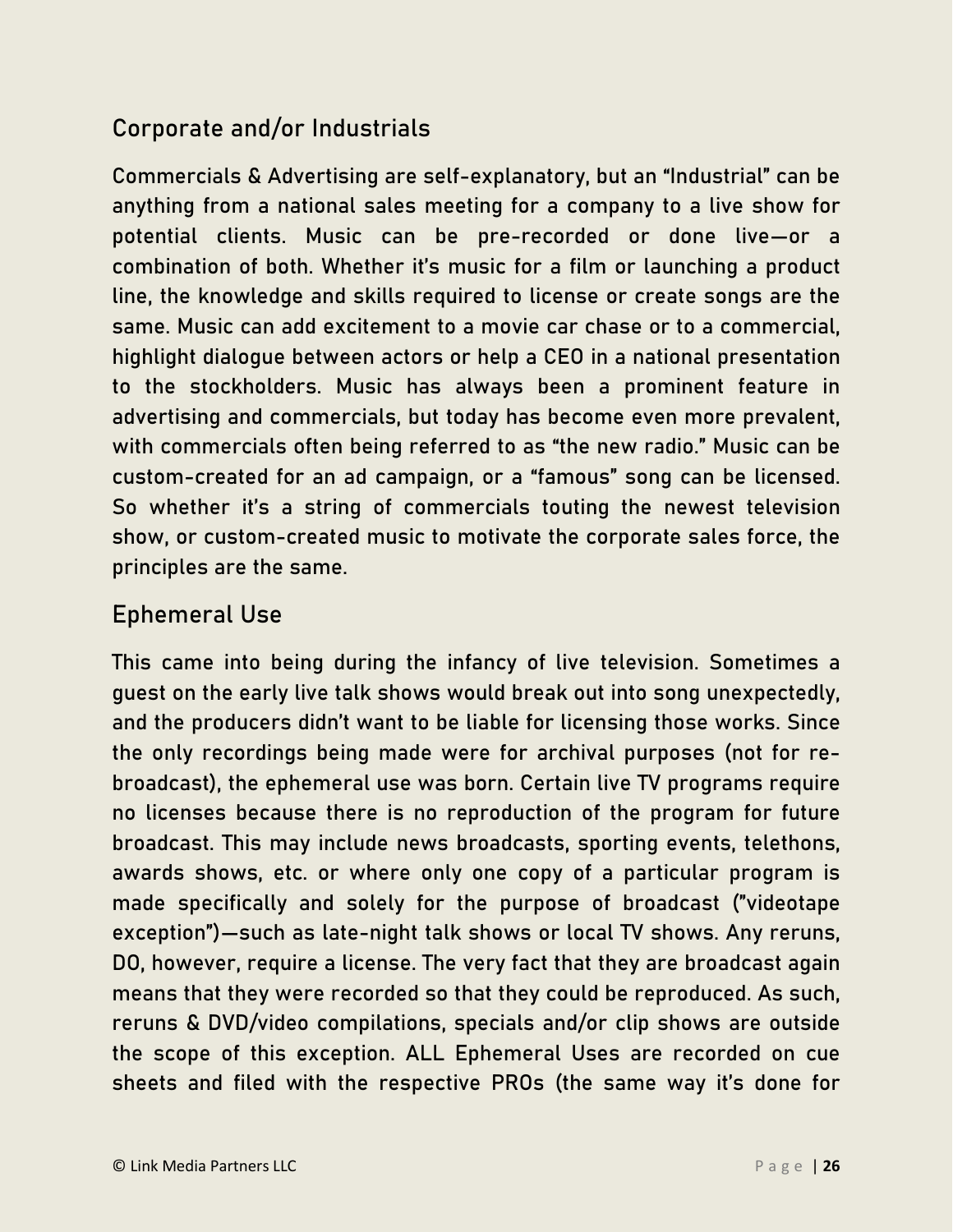## Corporate and/or Industrials

Commercials & Advertising are self-explanatory, but an "Industrial" can be anything from a national sales meeting for a company to a live show for potential clients. Music can be pre-recorded or done live—or a combination of both. Whether it's music for a film or launching a product line, the knowledge and skills required to license or create songs are the same. Music can add excitement to a movie car chase or to a commercial, highlight dialogue between actors or help a CEO in a national presentation to the stockholders. Music has always been a prominent feature in advertising and commercials, but today has become even more prevalent, with commercials often being referred to as "the new radio." Music can be custom-created for an ad campaign, or a "famous" song can be licensed. So whether it's a string of commercials touting the newest television show, or custom-created music to motivate the corporate sales force, the principles are the same.

## Ephemeral Use

This came into being during the infancy of live television. Sometimes a guest on the early live talk shows would break out into song unexpectedly, and the producers didn't want to be liable for licensing those works. Since the only recordings being made were for archival purposes (not for re-broadcast), the ephemeral use was born. Certain live TV programs require no licenses because there is no reproduction of the program for future broadcast. This may include news broadcasts, sporting events, telethons, awards shows, etc. or where only one copy of a particular program is made specifically and solely for the purpose of broadcast ("videotape exception")—such as late-night talk shows or local TV shows. Any reruns, DO, however, require a license. The very fact that they are broadcast again means that they were recorded so that they could be reproduced. As such, reruns & DVD/video compilations, specials and/or clip shows are outside the scope of this exception. ALL Ephemeral Uses are recorded on cue sheets and filed with the respective PROs (the same way it's done for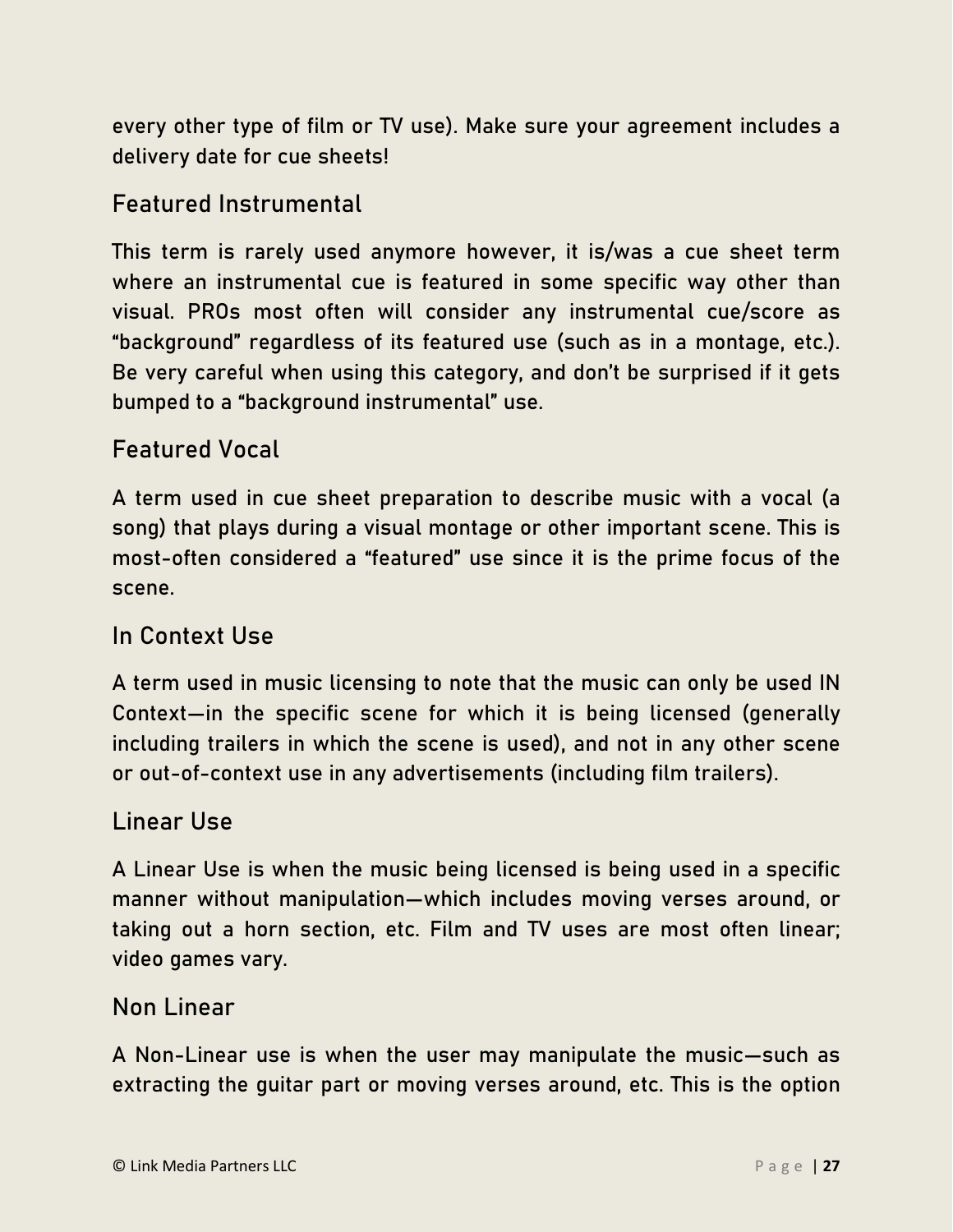every other type of film or TV use). Make sure your agreement includes a delivery date for cue sheets!

## Featured Instrumental

This term is rarely used anymore however, it is/was a cue sheet term where an instrumental cue is featured in some specific way other than visual. PROs most often will consider any instrumental cue/score as "background" regardless of its featured use (such as in a montage, etc.). Be very careful when using this category, and don't be surprised if it gets bumped to a "background instrumental" use.

## Featured Vocal

A term used in cue sheet preparation to describe music with a vocal (a song) that plays during a visual montage or other important scene. This is most-often considered a "featured" use since it is the prime focus of the scene.

## In Context Use

A term used in music licensing to note that the music can only be used IN Context—in the specific scene for which it is being licensed (generally including trailers in which the scene is used), and not in any other scene or out-of-context use in any advertisements (including film trailers).

## Linear Use

A Linear Use is when the music being licensed is being used in a specific manner without manipulation—which includes moving verses around, or taking out a horn section, etc. Film and TV uses are most often linear; video games vary.

## Non Linear

A Non-Linear use is when the user may manipulate the music—such as extracting the guitar part or moving verses around, etc. This is the option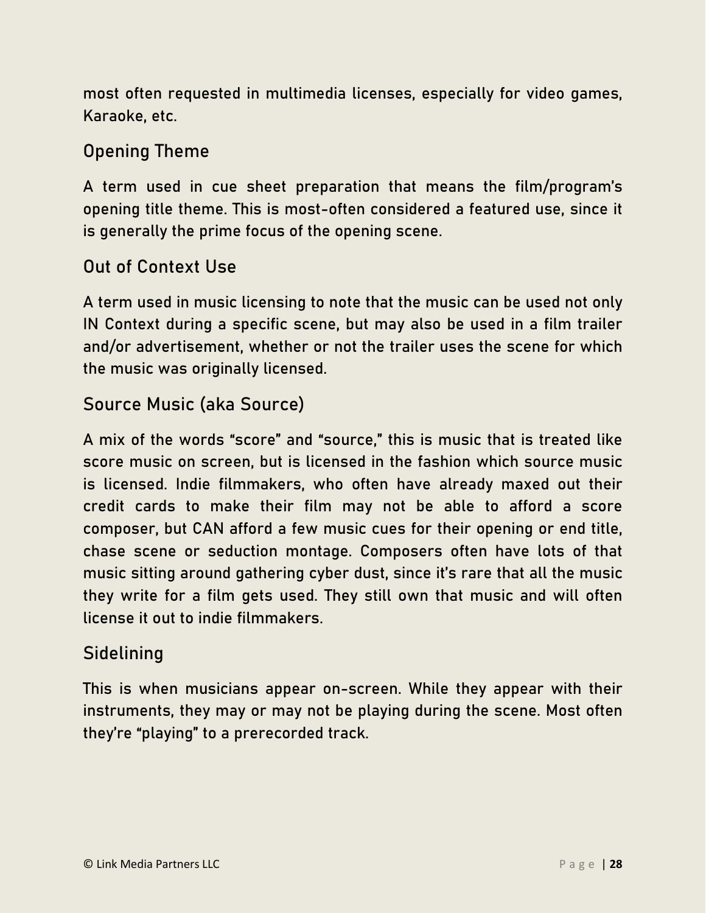most often requested in multimedia licenses, especially for video games, Karaoke, etc.

## Opening Theme

A term used in cue sheet preparation that means the film/program's opening title theme. This is most-often considered a featured use, since it is generally the prime focus of the opening scene.

## Out of Context Use

A term used in music licensing to note that the music can be used not only IN Context during a specific scene, but may also be used in a film trailer and/or advertisement, whether or not the trailer uses the scene for which the music was originally licensed.

## Source Music (aka Source)

A mix of the words "score" and "source," this is music that is treated like score music on screen, but is licensed in the fashion which source music is licensed. Indie filmmakers, who often have already maxed out their credit cards to make their film may not be able to afford a score composer, but CAN afford a few music cues for their opening or end title, chase scene or seduction montage. Composers often have lots of that music sitting around gathering cyber dust, since it's rare that all the music they write for a film gets used. They still own that music and will often license it out to indie filmmakers.

## Sidelining

This is when musicians appear on-screen. While they appear with their instruments, they may or may not be playing during the scene. Most often they're "playing" to a prerecorded track.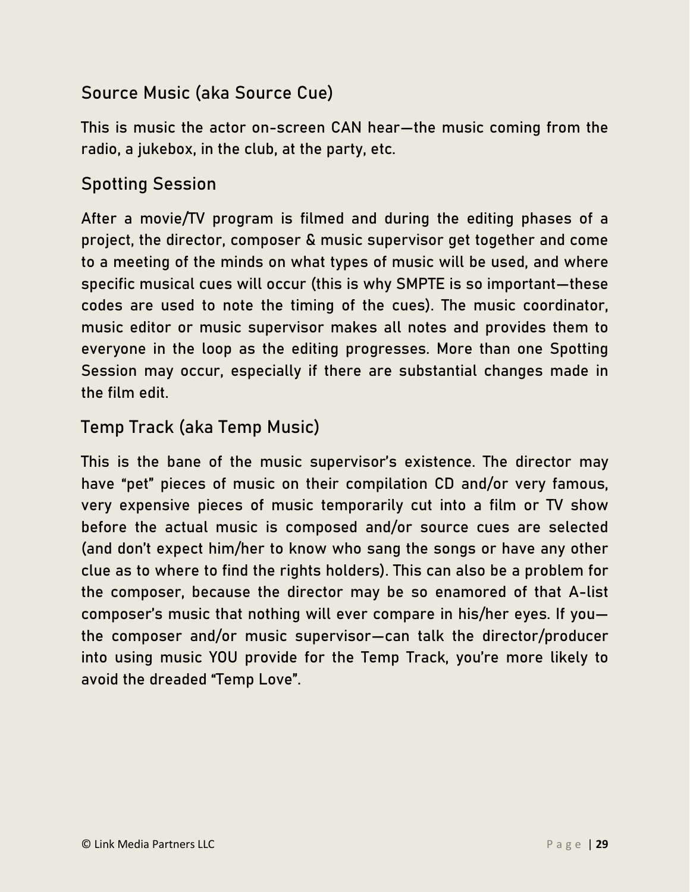## Source Music (aka Source Cue)

This is music the actor on-screen CAN hear—the music coming from the radio, a jukebox, in the club, at the party, etc.

## Spotting Session

After a movie/TV program is filmed and during the editing phases of a project, the director, composer & music supervisor get together and come to a meeting of the minds on what types of music will be used, and where specific musical cues will occur (this is why SMPTE is so important—these codes are used to note the timing of the cues). The music coordinator, music editor or music supervisor makes all notes and provides them to everyone in the loop as the editing progresses. More than one Spotting Session may occur, especially if there are substantial changes made in the film edit.

## Temp Track (aka Temp Music)

This is the bane of the music supervisor's existence. The director may have "pet" pieces of music on their compilation CD and/or very famous, very expensive pieces of music temporarily cut into a film or TV show before the actual music is composed and/or source cues are selected (and don't expect him/her to know who sang the songs or have any other clue as to where to find the rights holders). This can also be a problem for the composer, because the director may be so enamored of that A-list composer's music that nothing will ever compare in his/her eyes. If you—the composer and/or music supervisor—can talk the director/producer into using music YOU provide for the Temp Track, you're more likely to avoid the dreaded "Temp Love".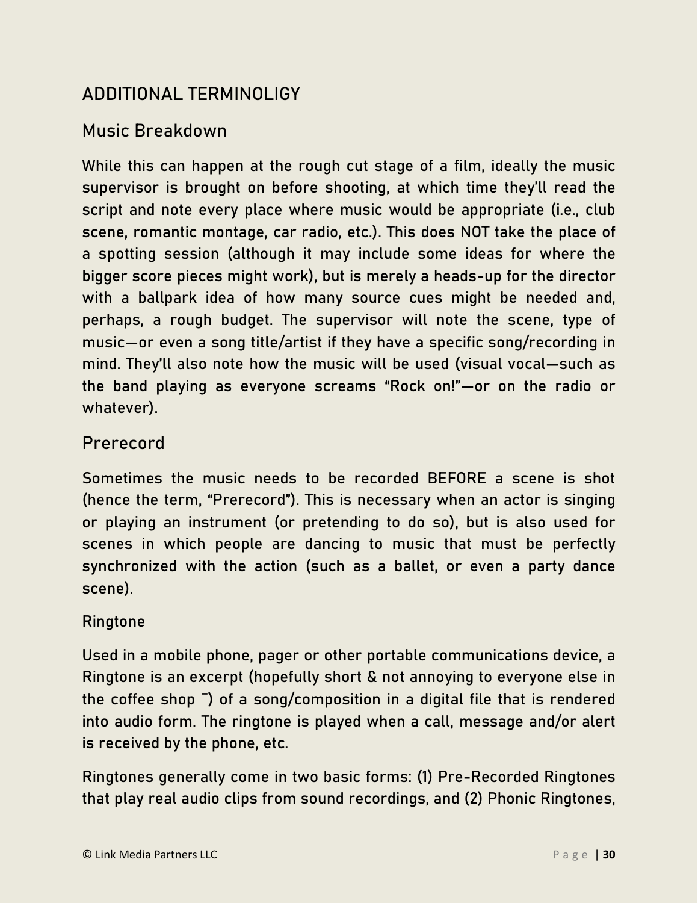## ADDITIONAL TERMINOLIGY

### Music Breakdown

While this can happen at the rough cut stage of a film, ideally the music supervisor is brought on before shooting, at which time they'll read the script and note every place where music would be appropriate (i.e., club scene, romantic montage, car radio, etc.). This does NOT take the place of a spotting session (although it may include some ideas for where the bigger score pieces might work), but is merely a heads-up for the director with a ballpark idea of how many source cues might be needed and, perhaps, a rough budget. The supervisor will note the scene, type of music—or even a song title/artist if they have a specific song/recording in mind. They'll also note how the music will be used (visual vocal—such as the band playing as everyone screams "Rock on!"—or on the radio or whatever).

### Prerecord

Sometimes the music needs to be recorded BEFORE a scene is shot (hence the term, "Prerecord"). This is necessary when an actor is singing or playing an instrument (or pretending to do so), but is also used for scenes in which people are dancing to music that must be perfectly synchronized with the action (such as a ballet, or even a party dance scene).

#### Ringtone

Used in a mobile phone, pager or other portable communications device, a Ringtone is an excerpt (hopefully short & not annoying to everyone else in the coffee shop ¯) of a song/composition in a digital file that is rendered into audio form. The ringtone is played when a call, message and/or alert is received by the phone, etc.

Ringtones generally come in two basic forms: (1) Pre-Recorded Ringtones that play real audio clips from sound recordings, and (2) Phonic Ringtones,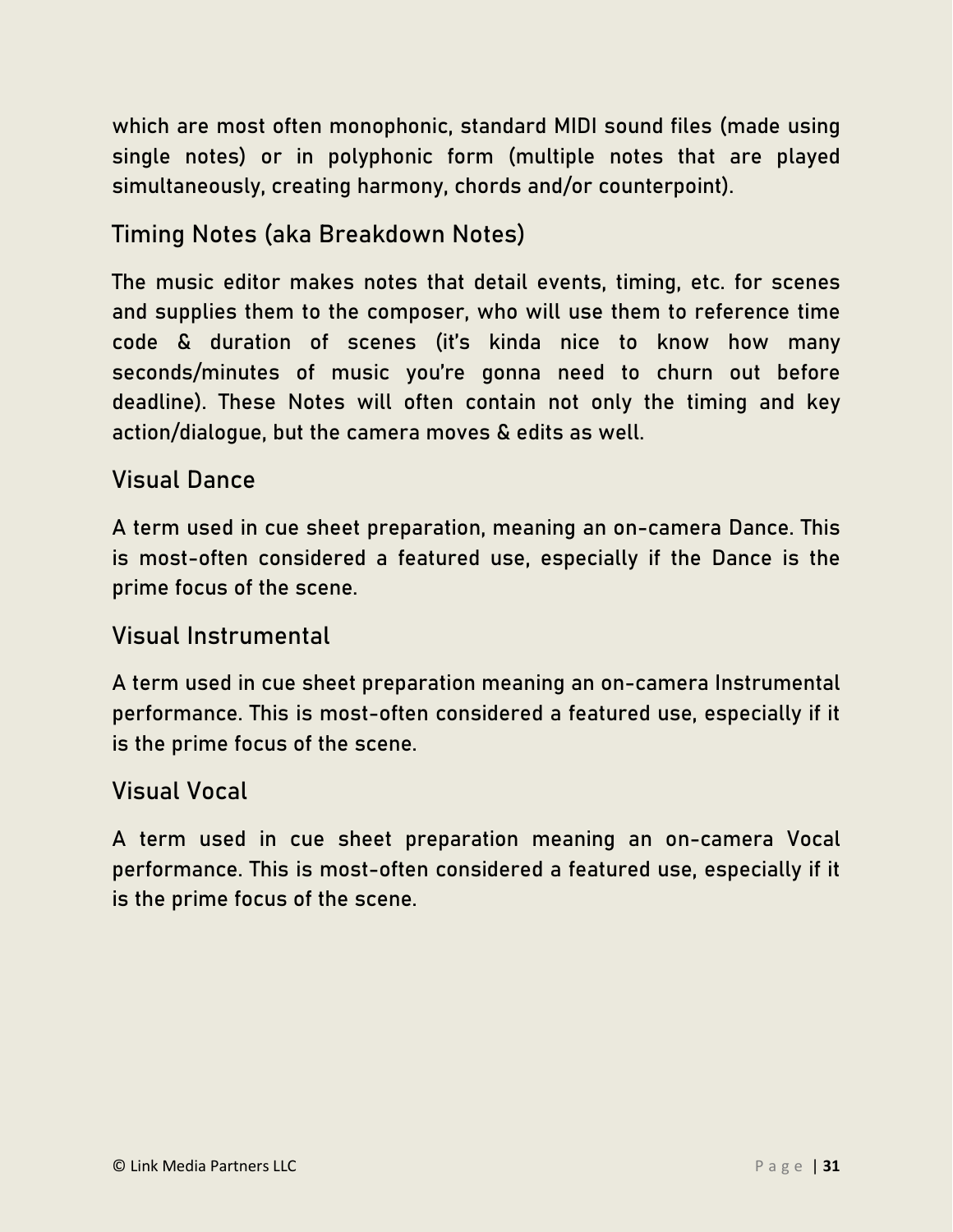which are most often monophonic, standard MIDI sound files (made using single notes) or in polyphonic form (multiple notes that are played simultaneously, creating harmony, chords and/or counterpoint).

### Timing Notes (aka Breakdown Notes)

The music editor makes notes that detail events, timing, etc. for scenes and supplies them to the composer, who will use them to reference time code & duration of scenes (it's kinda nice to know how many seconds/minutes of music you're gonna need to churn out before deadline). These Notes will often contain not only the timing and key action/dialogue, but the camera moves & edits as well.

### Visual Dance

A term used in cue sheet preparation, meaning an on-camera Dance. This is most-often considered a featured use, especially if the Dance is the prime focus of the scene.

### Visual Instrumental

A term used in cue sheet preparation meaning an on-camera Instrumental performance. This is most-often considered a featured use, especially if it is the prime focus of the scene.

### Visual Vocal

A term used in cue sheet preparation meaning an on-camera Vocal performance. This is most-often considered a featured use, especially if it is the prime focus of the scene.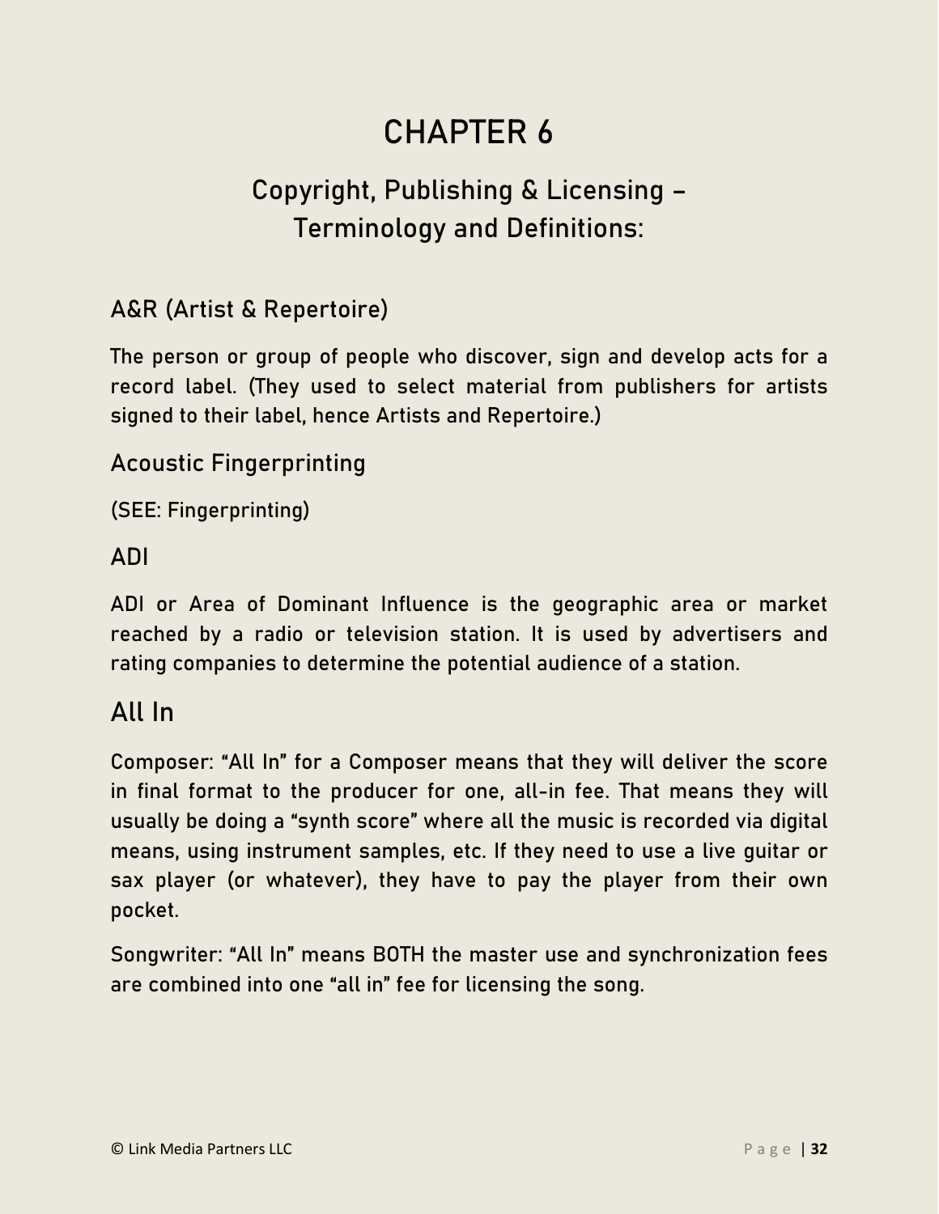# CHAPTER 6

## Copyright, Publishing & Licensing – Terminology and Definitions:

### A&R (Artist & Repertoire)

The person or group of people who discover, sign and develop acts for a record label. (They used to select material from publishers for artists signed to their label, hence Artists and Repertoire.)

### Acoustic Fingerprinting

(SEE: Fingerprinting)

### ADI

ADI or Area of Dominant Influence is the geographic area or market reached by a radio or television station. It is used by advertisers and rating companies to determine the potential audience of a station.

### All In

Composer: "All In" for a Composer means that they will deliver the score in final format to the producer for one, all-in fee. That means they will usually be doing a "synth score" where all the music is recorded via digital means, using instrument samples, etc. If they need to use a live guitar or sax player (or whatever), they have to pay the player from their own pocket.

Songwriter: "All In" means BOTH the master use and synchronization fees are combined into one "all in" fee for licensing the song.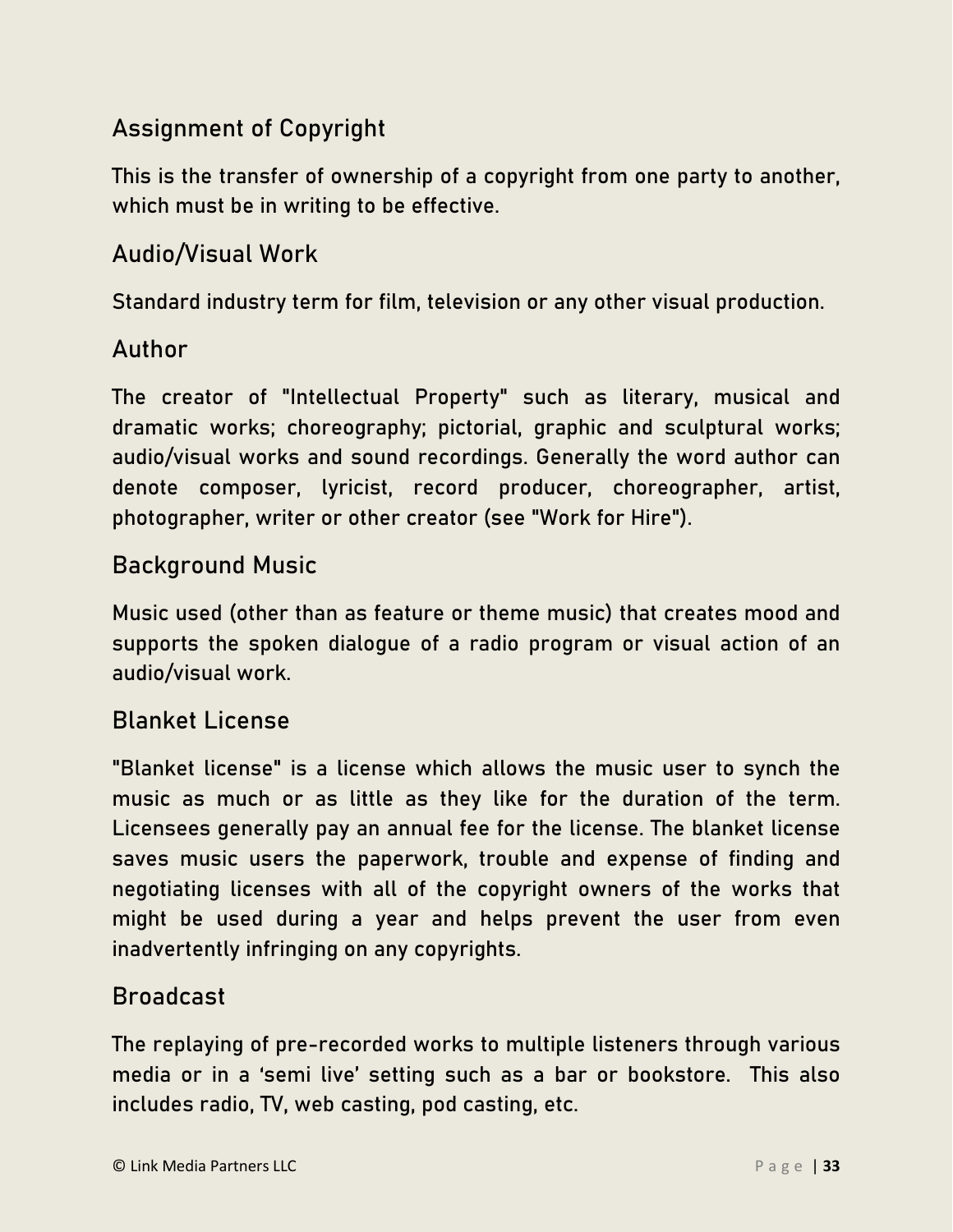## Assignment of Copyright

This is the transfer of ownership of a copyright from one party to another, which must be in writing to be effective.

## Audio/Visual Work

Standard industry term for film, television or any other visual production.

## Author

The creator of "Intellectual Property" such as literary, musical and dramatic works; choreography; pictorial, graphic and sculptural works; audio/visual works and sound recordings. Generally the word author can denote composer, lyricist, record producer, choreographer, artist, photographer, writer or other creator (see "Work for Hire").

## Background Music

Music used (other than as feature or theme music) that creates mood and supports the spoken dialogue of a radio program or visual action of an audio/visual work.

## Blanket License

"Blanket license" is a license which allows the music user to synch the music as much or as little as they like for the duration of the term. Licensees generally pay an annual fee for the license. The blanket license saves music users the paperwork, trouble and expense of finding and negotiating licenses with all of the copyright owners of the works that might be used during a year and helps prevent the user from even inadvertently infringing on any copyrights.

## Broadcast

The replaying of pre-recorded works to multiple listeners through various media or in a 'semi live' setting such as a bar or bookstore. This also includes radio, TV, web casting, pod casting, etc.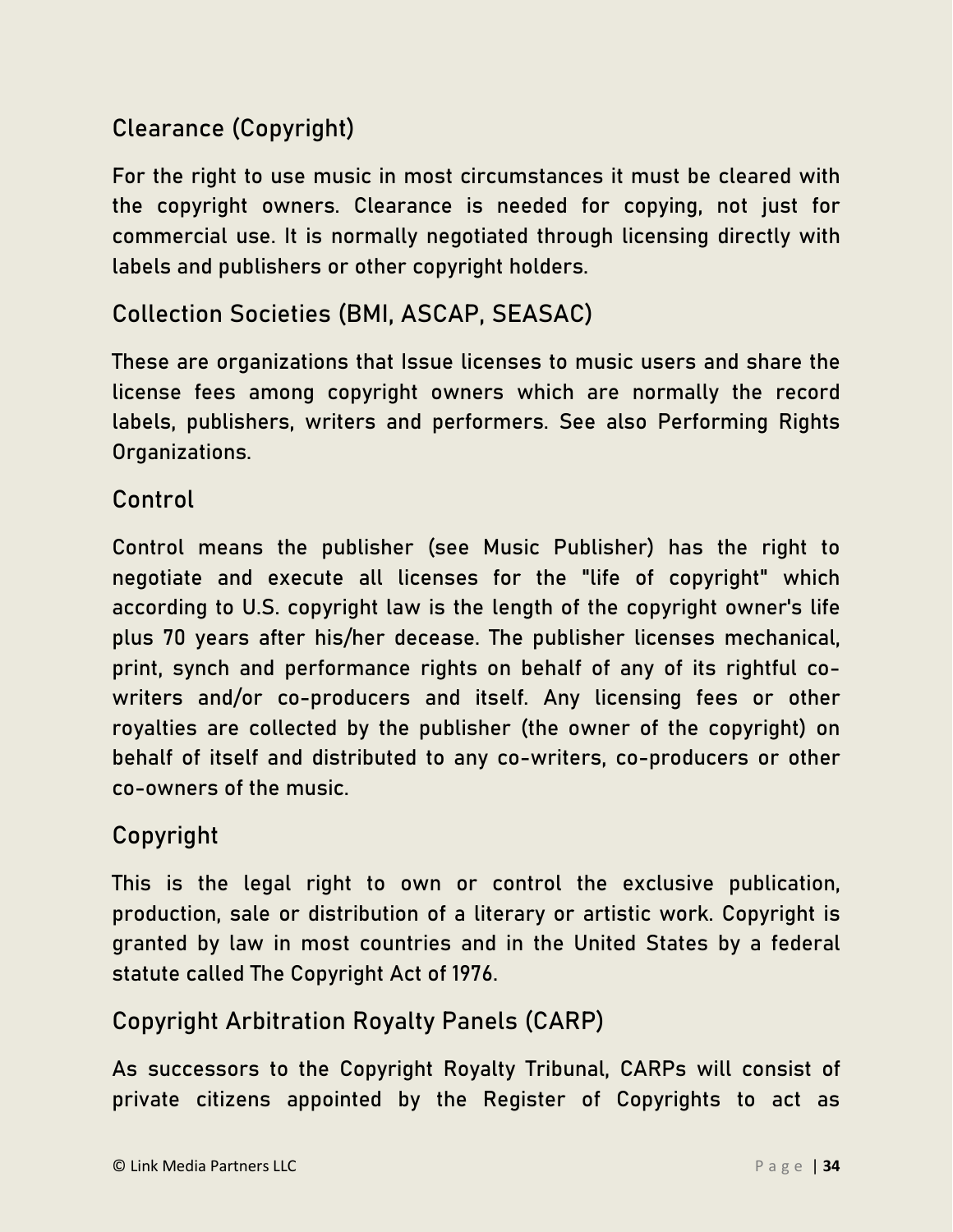## Clearance (Copyright)

For the right to use music in most circumstances it must be cleared with the copyright owners. Clearance is needed for copying, not just for commercial use. It is normally negotiated through licensing directly with labels and publishers or other copyright holders.

## Collection Societies (BMI, ASCAP, SEASAC)

These are organizations that Issue licenses to music users and share the license fees among copyright owners which are normally the record labels, publishers, writers and performers. See also Performing Rights Organizations.

## Control

Control means the publisher (see Music Publisher) has the right to negotiate and execute all licenses for the "life of copyright" which according to U.S. copyright law is the length of the copyright owner's life plus 70 years after his/her decease. The publisher licenses mechanical, print, synch and performance rights on behalf of any of its rightful co-writers and/or co-producers and itself. Any licensing fees or other royalties are collected by the publisher (the owner of the copyright) on behalf of itself and distributed to any co-writers, co-producers or other co-owners of the music.

## Copyright

This is the legal right to own or control the exclusive publication, production, sale or distribution of a literary or artistic work. Copyright is granted by law in most countries and in the United States by a federal statute called The Copyright Act of 1976.

## Copyright Arbitration Royalty Panels (CARP)

As successors to the Copyright Royalty Tribunal, CARPs will consist of private citizens appointed by the Register of Copyrights to act as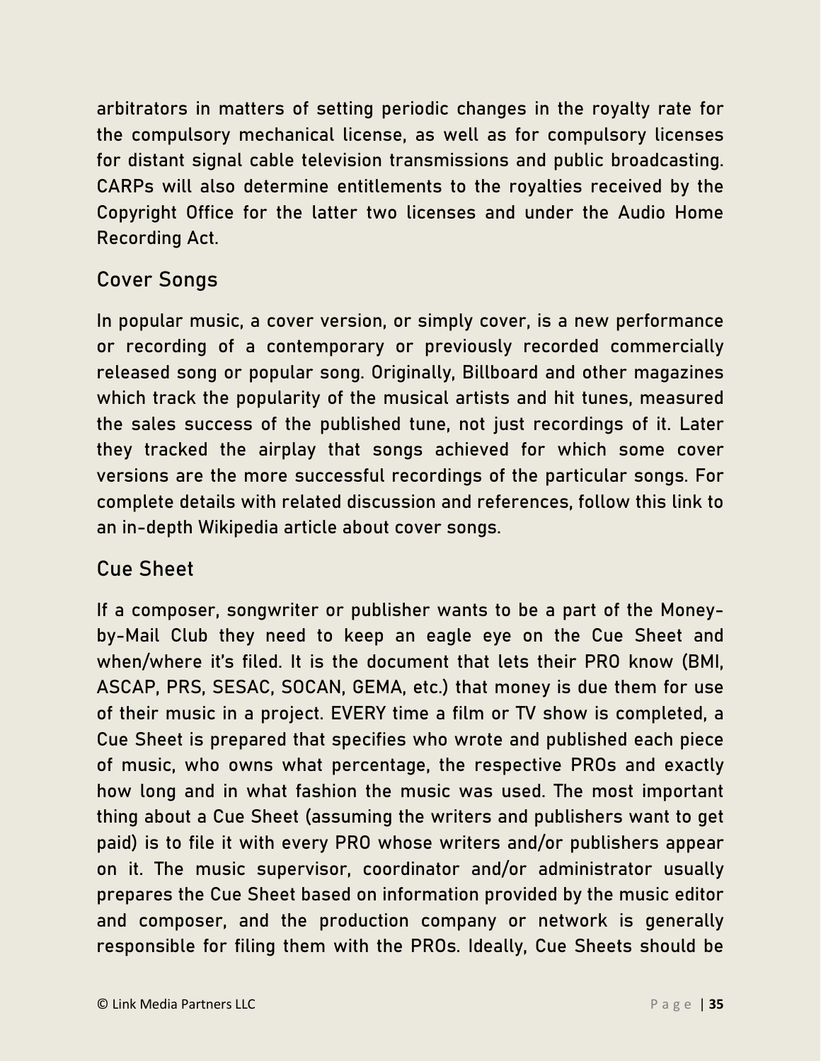arbitrators in matters of setting periodic changes in the royalty rate for the compulsory mechanical license, as well as for compulsory licenses for distant signal cable television transmissions and public broadcasting. CARPs will also determine entitlements to the royalties received by the Copyright Office for the latter two licenses and under the Audio Home Recording Act.

## Cover Songs

In popular music, a cover version, or simply cover, is a new performance or recording of a contemporary or previously recorded commercially released song or popular song. Originally, Billboard and other magazines which track the popularity of the musical artists and hit tunes, measured the sales success of the published tune, not just recordings of it. Later they tracked the airplay that songs achieved for which some cover versions are the more successful recordings of the particular songs. For complete details with related discussion and references, follow this link to an in-depth Wikipedia article about cover songs.

## Cue Sheet

If a composer, songwriter or publisher wants to be a part of the Money-by-Mail Club they need to keep an eagle eye on the Cue Sheet and when/where it's filed. It is the document that lets their PRO know (BMI, ASCAP, PRS, SESAC, SOCAN, GEMA, etc.) that money is due them for use of their music in a project. EVERY time a film or TV show is completed, a Cue Sheet is prepared that specifies who wrote and published each piece of music, who owns what percentage, the respective PROs and exactly how long and in what fashion the music was used. The most important thing about a Cue Sheet (assuming the writers and publishers want to get paid) is to file it with every PRO whose writers and/or publishers appear on it. The music supervisor, coordinator and/or administrator usually prepares the Cue Sheet based on information provided by the music editor and composer, and the production company or network is generally responsible for filing them with the PROs. Ideally, Cue Sheets should be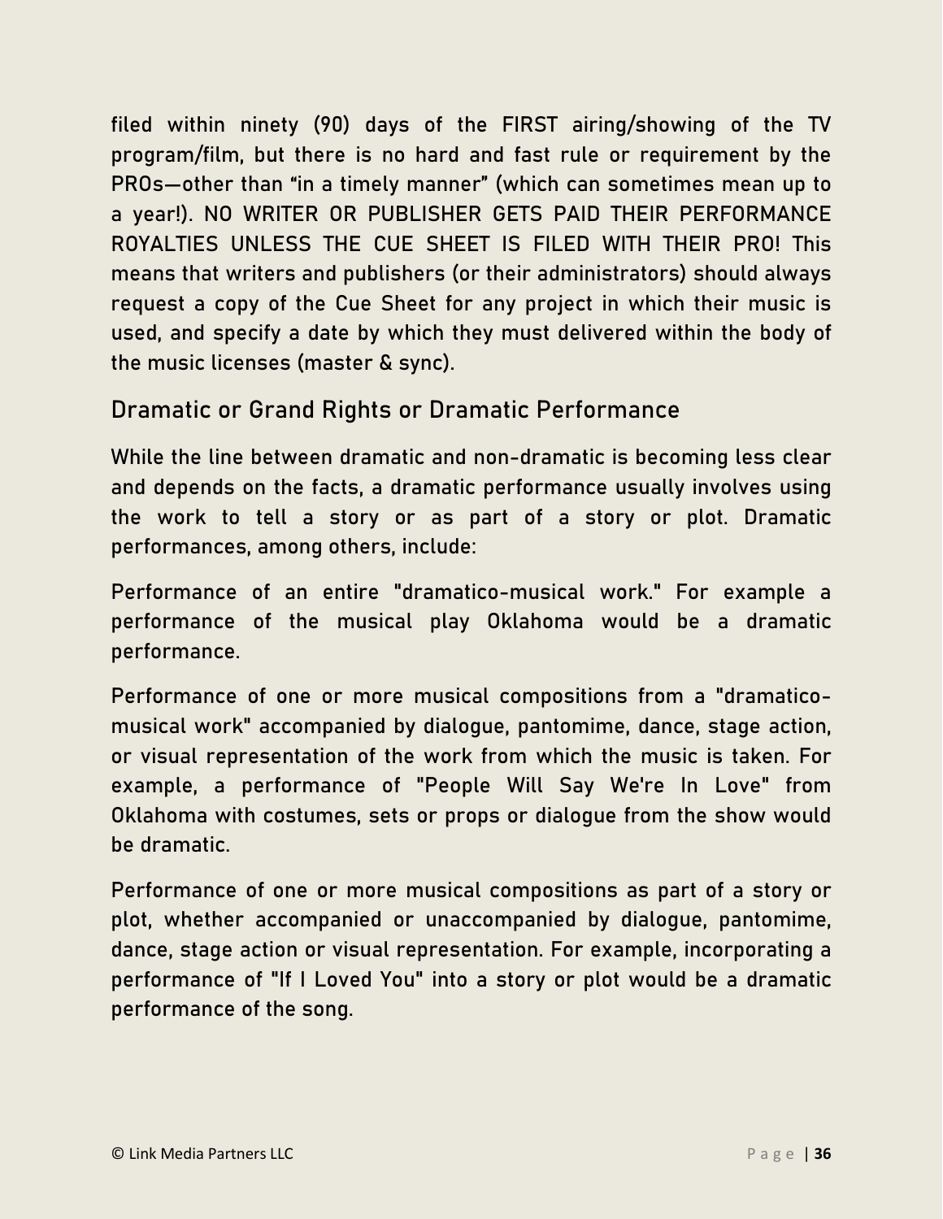filed within ninety (90) days of the FIRST airing/showing of the TV program/film, but there is no hard and fast rule or requirement by the PROs—other than "in a timely manner" (which can sometimes mean up to a year!). NO WRITER OR PUBLISHER GETS PAID THEIR PERFORMANCE ROYALTIES UNLESS THE CUE SHEET IS FILED WITH THEIR PRO! This means that writers and publishers (or their administrators) should always request a copy of the Cue Sheet for any project in which their music is used, and specify a date by which they must delivered within the body of the music licenses (master & sync).

## Dramatic or Grand Rights or Dramatic Performance

While the line between dramatic and non-dramatic is becoming less clear and depends on the facts, a dramatic performance usually involves using the work to tell a story or as part of a story or plot. Dramatic performances, among others, include:

Performance of an entire "dramatico-musical work." For example a performance of the musical play Oklahoma would be a dramatic performance.

Performance of one or more musical compositions from a "dramatico-musical work" accompanied by dialogue, pantomime, dance, stage action, or visual representation of the work from which the music is taken. For example, a performance of "People Will Say We're In Love" from Oklahoma with costumes, sets or props or dialogue from the show would be dramatic.

Performance of one or more musical compositions as part of a story or plot, whether accompanied or unaccompanied by dialogue, pantomime, dance, stage action or visual representation. For example, incorporating a performance of "If I Loved You" into a story or plot would be a dramatic performance of the song.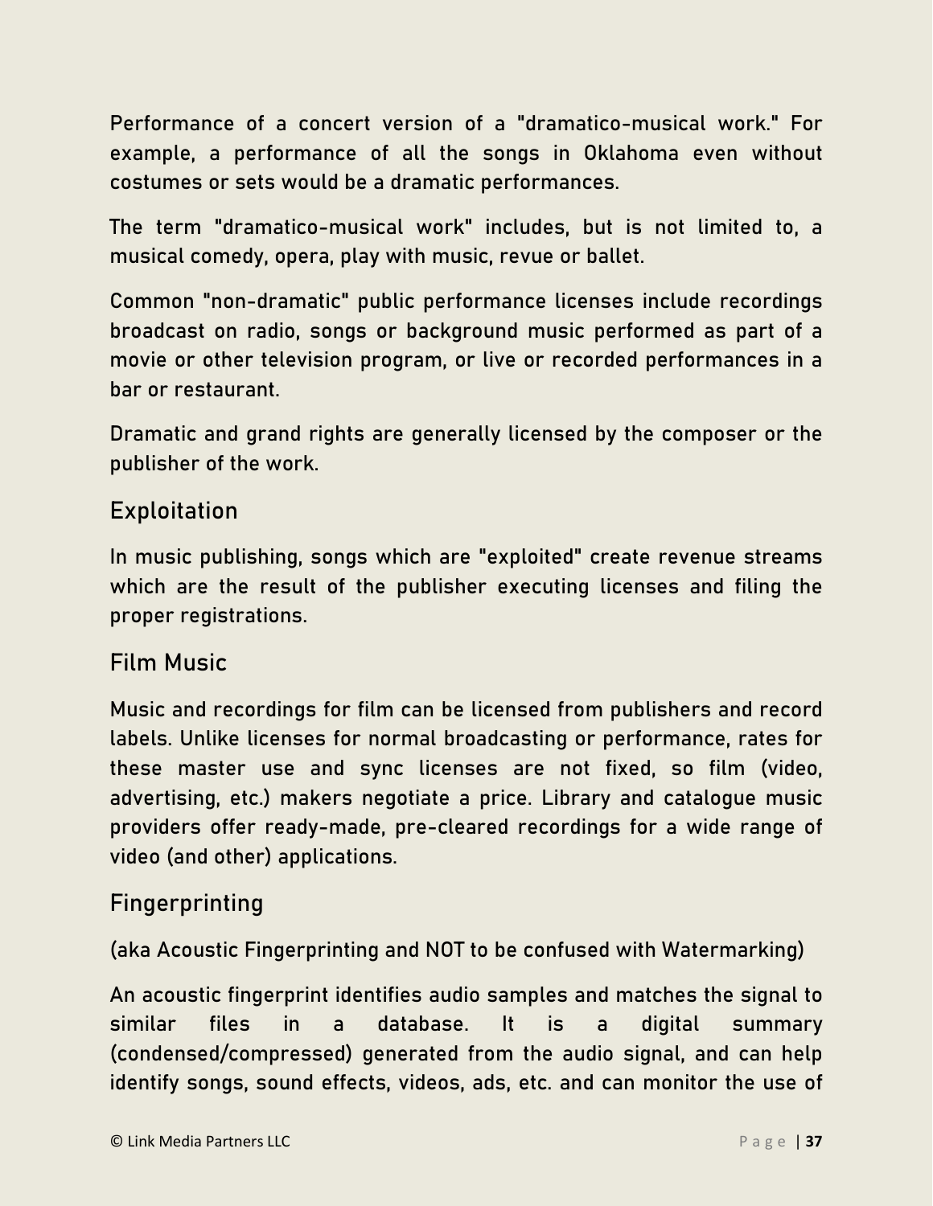Performance of a concert version of a "dramatico-musical work." For example, a performance of all the songs in Oklahoma even without costumes or sets would be a dramatic performances.

The term "dramatico-musical work" includes, but is not limited to, a musical comedy, opera, play with music, revue or ballet.

Common "non-dramatic" public performance licenses include recordings broadcast on radio, songs or background music performed as part of a movie or other television program, or live or recorded performances in a bar or restaurant.

Dramatic and grand rights are generally licensed by the composer or the publisher of the work.

## Exploitation

In music publishing, songs which are "exploited" create revenue streams which are the result of the publisher executing licenses and filing the proper registrations.

## Film Music

Music and recordings for film can be licensed from publishers and record labels. Unlike licenses for normal broadcasting or performance, rates for these master use and sync licenses are not fixed, so film (video, advertising, etc.) makers negotiate a price. Library and catalogue music providers offer ready-made, pre-cleared recordings for a wide range of video (and other) applications.

## Fingerprinting

(aka Acoustic Fingerprinting and NOT to be confused with Watermarking)

An acoustic fingerprint identifies audio samples and matches the signal to similar files in a database. It is a digital summary (condensed/compressed) generated from the audio signal, and can help identify songs, sound effects, videos, ads, etc. and can monitor the use of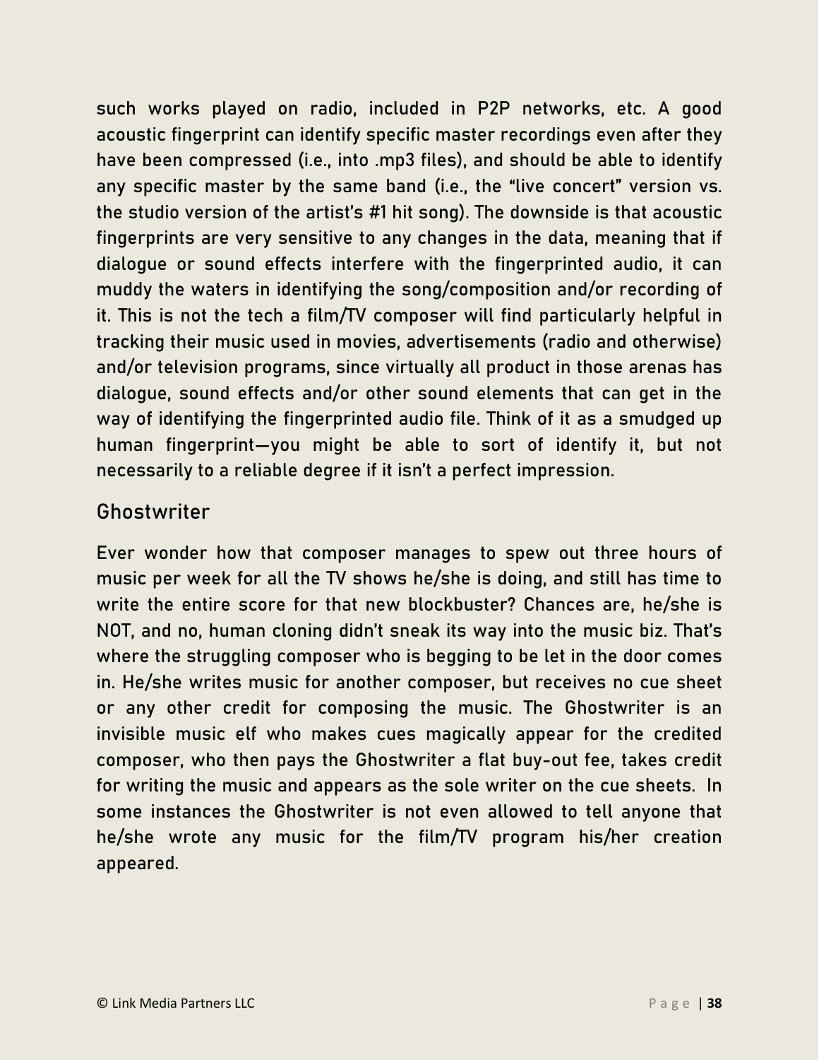such works played on radio, included in P2P networks, etc. A good acoustic fingerprint can identify specific master recordings even after they have been compressed (i.e., into .mp3 files), and should be able to identify any specific master by the same band (i.e., the "live concert" version vs. the studio version of the artist's #1 hit song). The downside is that acoustic fingerprints are very sensitive to any changes in the data, meaning that if dialogue or sound effects interfere with the fingerprinted audio, it can muddy the waters in identifying the song/composition and/or recording of it. This is not the tech a film/TV composer will find particularly helpful in tracking their music used in movies, advertisements (radio and otherwise) and/or television programs, since virtually all product in those arenas has dialogue, sound effects and/or other sound elements that can get in the way of identifying the fingerprinted audio file. Think of it as a smudged up human fingerprint—you might be able to sort of identify it, but not necessarily to a reliable degree if it isn't a perfect impression.

## Ghostwriter

Ever wonder how that composer manages to spew out three hours of music per week for all the TV shows he/she is doing, and still has time to write the entire score for that new blockbuster? Chances are, he/she is NOT, and no, human cloning didn't sneak its way into the music biz. That's where the struggling composer who is begging to be let in the door comes in. He/she writes music for another composer, but receives no cue sheet or any other credit for composing the music. The Ghostwriter is an invisible music elf who makes cues magically appear for the credited composer, who then pays the Ghostwriter a flat buy-out fee, takes credit for writing the music and appears as the sole writer on the cue sheets. In some instances the Ghostwriter is not even allowed to tell anyone that he/she wrote any music for the film/TV program his/her creation appeared.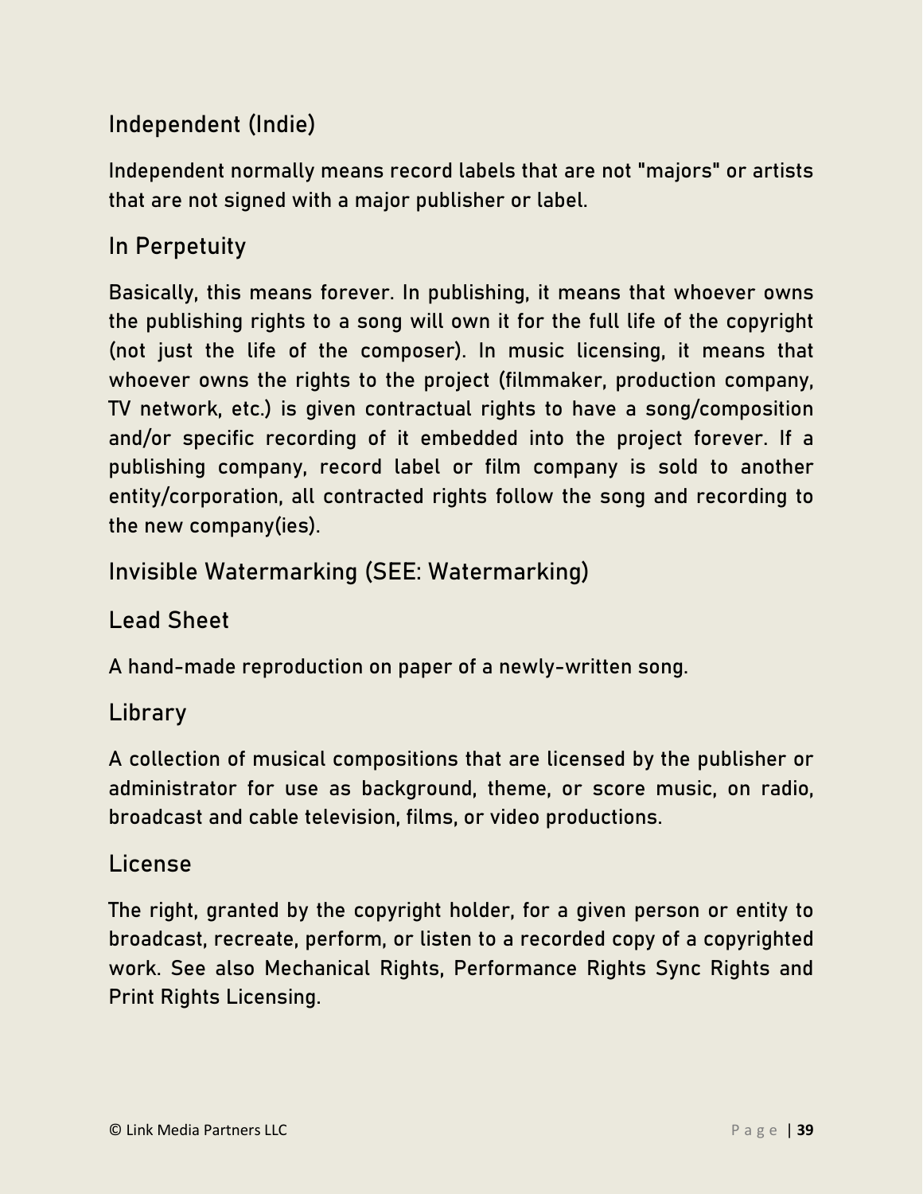## Independent (Indie)

Independent normally means record labels that are not "majors" or artists that are not signed with a major publisher or label.

## In Perpetuity

Basically, this means forever. In publishing, it means that whoever owns the publishing rights to a song will own it for the full life of the copyright (not just the life of the composer). In music licensing, it means that whoever owns the rights to the project (filmmaker, production company, TV network, etc.) is given contractual rights to have a song/composition and/or specific recording of it embedded into the project forever. If a publishing company, record label or film company is sold to another entity/corporation, all contracted rights follow the song and recording to the new company(ies).

## Invisible Watermarking (SEE: Watermarking)

## Lead Sheet

A hand-made reproduction on paper of a newly-written song.

## Library

A collection of musical compositions that are licensed by the publisher or administrator for use as background, theme, or score music, on radio, broadcast and cable television, films, or video productions.

## License

The right, granted by the copyright holder, for a given person or entity to broadcast, recreate, perform, or listen to a recorded copy of a copyrighted work. See also Mechanical Rights, Performance Rights Sync Rights and Print Rights Licensing.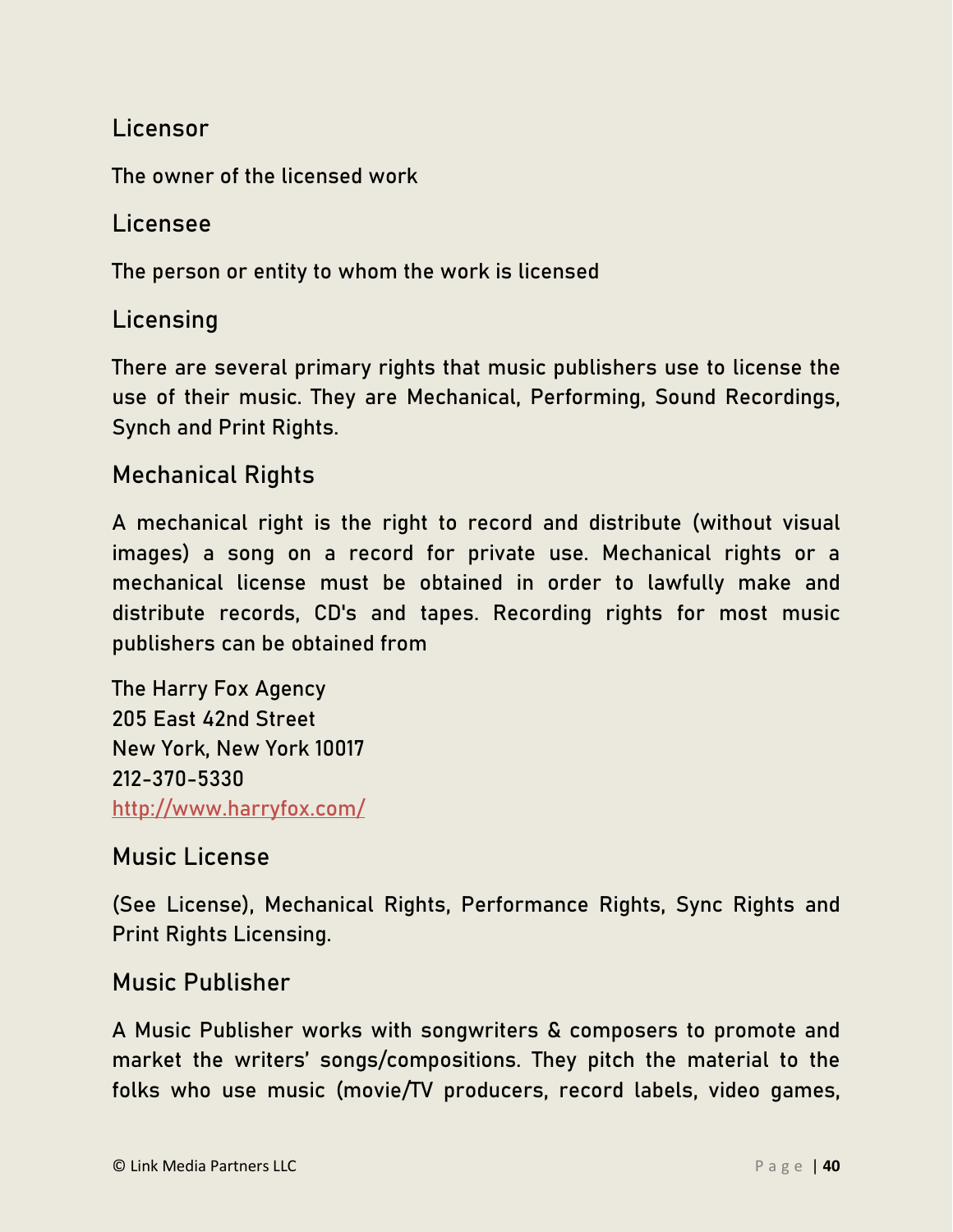## Licensor

The owner of the licensed work

## Licensee

The person or entity to whom the work is licensed

## Licensing

There are several primary rights that music publishers use to license the use of their music. They are Mechanical, Performing, Sound Recordings, Synch and Print Rights.

## Mechanical Rights

A mechanical right is the right to record and distribute (without visual images) a song on a record for private use. Mechanical rights or a mechanical license must be obtained in order to lawfully make and distribute records, CD's and tapes. Recording rights for most music publishers can be obtained from

The Harry Fox Agency
205 East 42nd Street
New York, New York 10017
212-370-5330
[http://www.harryfox.com/](http://www.harryfox.com/)

## Music License

(See License), Mechanical Rights, Performance Rights, Sync Rights and Print Rights Licensing.

## Music Publisher

A Music Publisher works with songwriters & composers to promote and market the writers' songs/compositions. They pitch the material to the folks who use music (movie/TV producers, record labels, video games,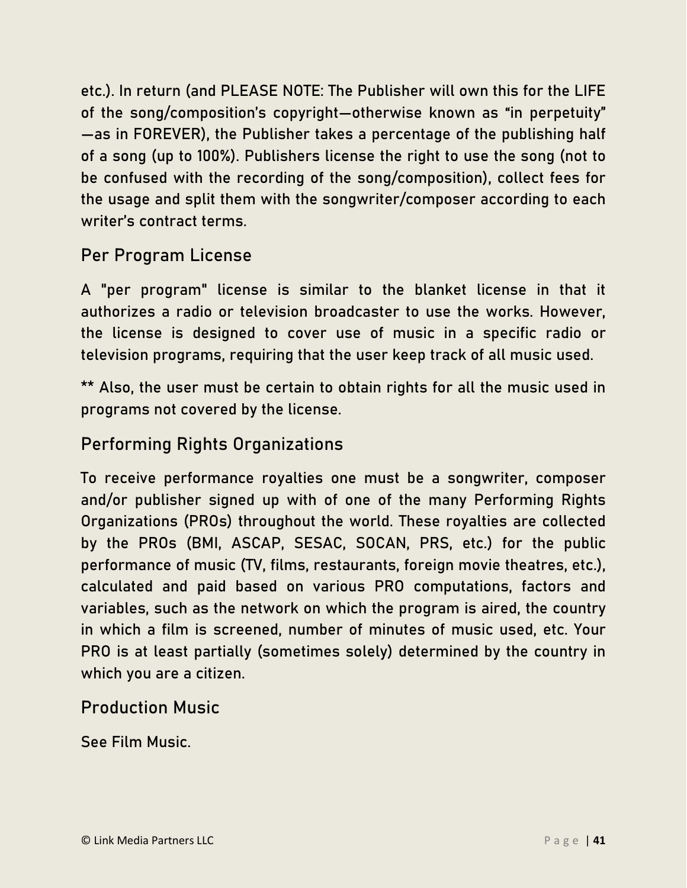etc.). In return (and PLEASE NOTE: The Publisher will own this for the LIFE of the song/composition's copyright—otherwise known as "in perpetuity" —as in FOREVER), the Publisher takes a percentage of the publishing half of a song (up to 100%). Publishers license the right to use the song (not to be confused with the recording of the song/composition), collect fees for the usage and split them with the songwriter/composer according to each writer's contract terms.

## Per Program License

A "per program" license is similar to the blanket license in that it authorizes a radio or television broadcaster to use the works. However, the license is designed to cover use of music in a specific radio or television programs, requiring that the user keep track of all music used.

** Also, the user must be certain to obtain rights for all the music used in programs not covered by the license.

## Performing Rights Organizations

To receive performance royalties one must be a songwriter, composer and/or publisher signed up with of one of the many Performing Rights Organizations (PROs) throughout the world. These royalties are collected by the PROs (BMI, ASCAP, SESAC, SOCAN, PRS, etc.) for the public performance of music (TV, films, restaurants, foreign movie theatres, etc.), calculated and paid based on various PRO computations, factors and variables, such as the network on which the program is aired, the country in which a film is screened, number of minutes of music used, etc. Your PRO is at least partially (sometimes solely) determined by the country in which you are a citizen.

## Production Music

See Film Music.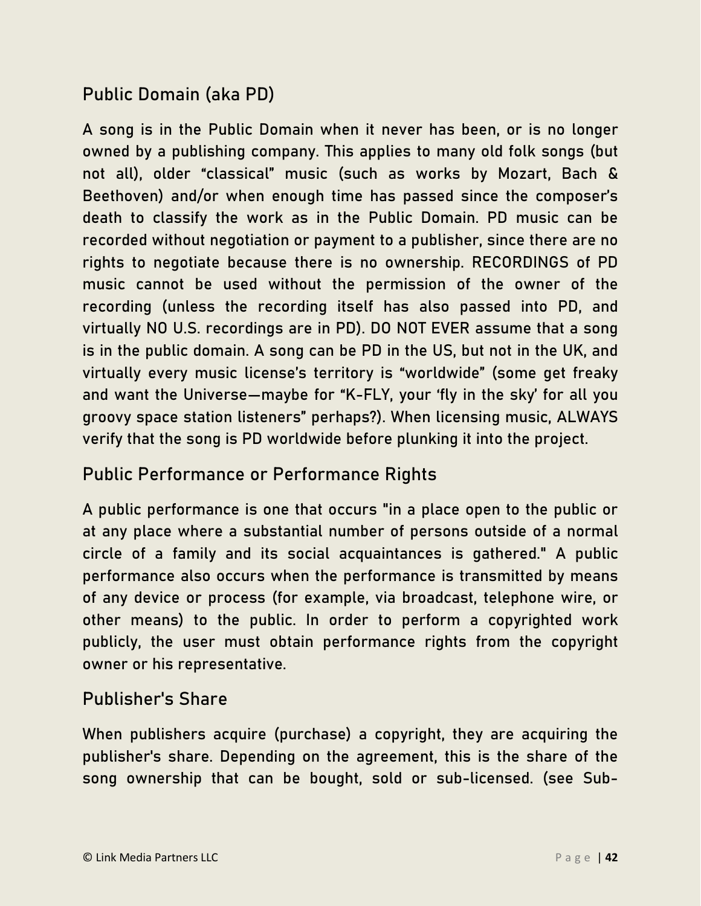## Public Domain (aka PD)

A song is in the Public Domain when it never has been, or is no longer owned by a publishing company. This applies to many old folk songs (but not all), older "classical" music (such as works by Mozart, Bach & Beethoven) and/or when enough time has passed since the composer's death to classify the work as in the Public Domain. PD music can be recorded without negotiation or payment to a publisher, since there are no rights to negotiate because there is no ownership. RECORDINGS of PD music cannot be used without the permission of the owner of the recording (unless the recording itself has also passed into PD, and virtually NO U.S. recordings are in PD). DO NOT EVER assume that a song is in the public domain. A song can be PD in the US, but not in the UK, and virtually every music license's territory is "worldwide" (some get freaky and want the Universe—maybe for "K-FLY, your 'fly in the sky' for all you groovy space station listeners" perhaps?). When licensing music, ALWAYS verify that the song is PD worldwide before plunking it into the project.

## Public Performance or Performance Rights

A public performance is one that occurs "in a place open to the public or at any place where a substantial number of persons outside of a normal circle of a family and its social acquaintances is gathered." A public performance also occurs when the performance is transmitted by means of any device or process (for example, via broadcast, telephone wire, or other means) to the public. In order to perform a copyrighted work publicly, the user must obtain performance rights from the copyright owner or his representative.

## Publisher's Share

When publishers acquire (purchase) a copyright, they are acquiring the publisher's share. Depending on the agreement, this is the share of the song ownership that can be bought, sold or sub-licensed. (see Sub-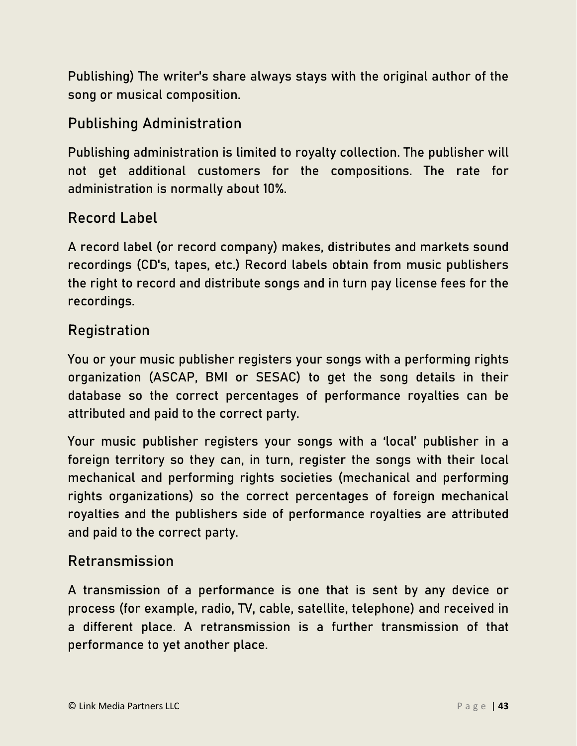Publishing) The writer's share always stays with the original author of the song or musical composition.

## Publishing Administration

Publishing administration is limited to royalty collection. The publisher will not get additional customers for the compositions. The rate for administration is normally about 10%.

## Record Label

A record label (or record company) makes, distributes and markets sound recordings (CD's, tapes, etc.) Record labels obtain from music publishers the right to record and distribute songs and in turn pay license fees for the recordings.

## Registration

You or your music publisher registers your songs with a performing rights organization (ASCAP, BMI or SESAC) to get the song details in their database so the correct percentages of performance royalties can be attributed and paid to the correct party.

Your music publisher registers your songs with a 'local' publisher in a foreign territory so they can, in turn, register the songs with their local mechanical and performing rights societies (mechanical and performing rights organizations) so the correct percentages of foreign mechanical royalties and the publishers side of performance royalties are attributed and paid to the correct party.

## Retransmission

A transmission of a performance is one that is sent by any device or process (for example, radio, TV, cable, satellite, telephone) and received in a different place. A retransmission is a further transmission of that performance to yet another place.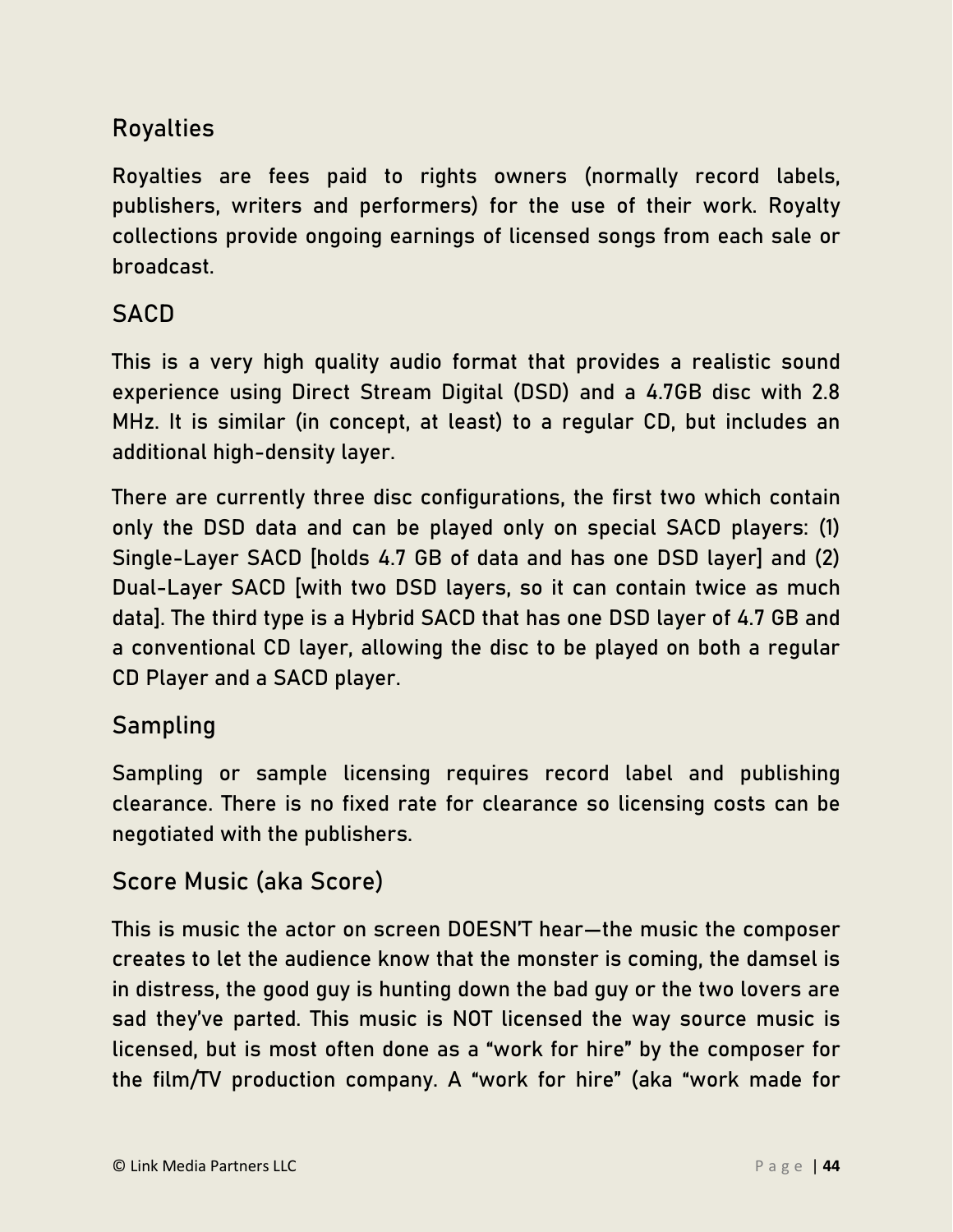## Royalties

Royalties are fees paid to rights owners (normally record labels, publishers, writers and performers) for the use of their work. Royalty collections provide ongoing earnings of licensed songs from each sale or broadcast.

## SACD

This is a very high quality audio format that provides a realistic sound experience using Direct Stream Digital (DSD) and a 4.7GB disc with 2.8 MHz. It is similar (in concept, at least) to a regular CD, but includes an additional high-density layer.

There are currently three disc configurations, the first two which contain only the DSD data and can be played only on special SACD players: (1) Single-Layer SACD [holds 4.7 GB of data and has one DSD layer] and (2) Dual-Layer SACD [with two DSD layers, so it can contain twice as much data]. The third type is a Hybrid SACD that has one DSD layer of 4.7 GB and a conventional CD layer, allowing the disc to be played on both a regular CD Player and a SACD player.

## Sampling

Sampling or sample licensing requires record label and publishing clearance. There is no fixed rate for clearance so licensing costs can be negotiated with the publishers.

## Score Music (aka Score)

This is music the actor on screen DOESN'T hear—the music the composer creates to let the audience know that the monster is coming, the damsel is in distress, the good guy is hunting down the bad guy or the two lovers are sad they've parted. This music is NOT licensed the way source music is licensed, but is most often done as a "work for hire" by the composer for the film/TV production company. A "work for hire" (aka "work made for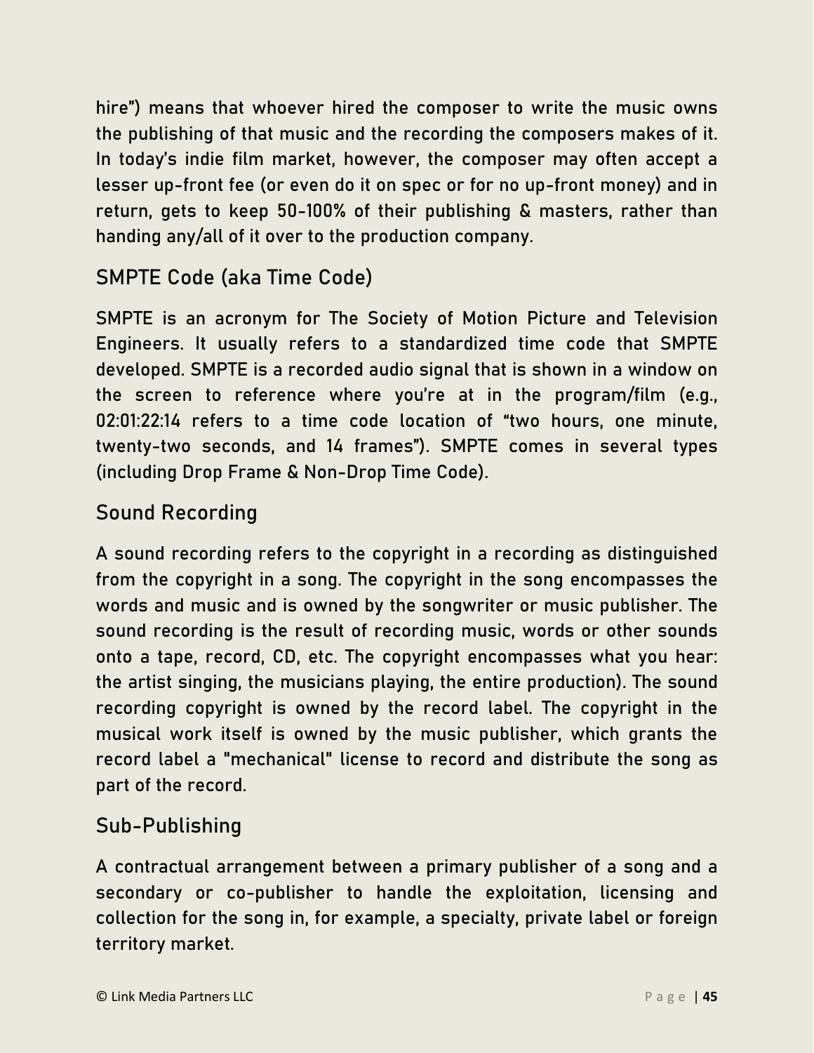hire") means that whoever hired the composer to write the music owns the publishing of that music and the recording the composers makes of it. In today's indie film market, however, the composer may often accept a lesser up-front fee (or even do it on spec or for no up-front money) and in return, gets to keep 50-100% of their publishing & masters, rather than handing any/all of it over to the production company.

## SMPTE Code (aka Time Code)

SMPTE is an acronym for The Society of Motion Picture and Television Engineers. It usually refers to a standardized time code that SMPTE developed. SMPTE is a recorded audio signal that is shown in a window on the screen to reference where you're at in the program/film (e.g., 02:01:22:14 refers to a time code location of "two hours, one minute, twenty-two seconds, and 14 frames"). SMPTE comes in several types (including Drop Frame & Non-Drop Time Code).

## Sound Recording

A sound recording refers to the copyright in a recording as distinguished from the copyright in a song. The copyright in the song encompasses the words and music and is owned by the songwriter or music publisher. The sound recording is the result of recording music, words or other sounds onto a tape, record, CD, etc. The copyright encompasses what you hear: the artist singing, the musicians playing, the entire production). The sound recording copyright is owned by the record label. The copyright in the musical work itself is owned by the music publisher, which grants the record label a "mechanical" license to record and distribute the song as part of the record.

## Sub-Publishing

A contractual arrangement between a primary publisher of a song and a secondary or co-publisher to handle the exploitation, licensing and collection for the song in, for example, a specialty, private label or foreign territory market.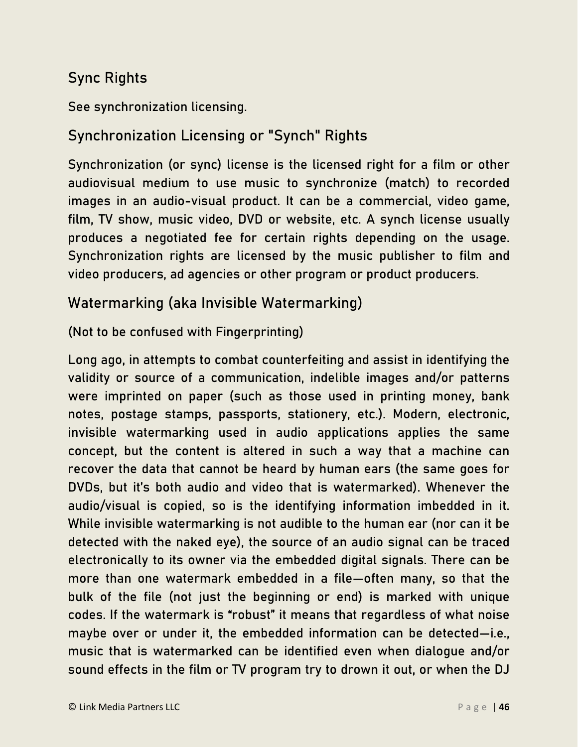## Sync Rights

See synchronization licensing.

## Synchronization Licensing or "Synch" Rights

Synchronization (or sync) license is the licensed right for a film or other audiovisual medium to use music to synchronize (match) to recorded images in an audio-visual product. It can be a commercial, video game, film, TV show, music video, DVD or website, etc. A synch license usually produces a negotiated fee for certain rights depending on the usage. Synchronization rights are licensed by the music publisher to film and video producers, ad agencies or other program or product producers.

## Watermarking (aka Invisible Watermarking)

(Not to be confused with Fingerprinting)

Long ago, in attempts to combat counterfeiting and assist in identifying the validity or source of a communication, indelible images and/or patterns were imprinted on paper (such as those used in printing money, bank notes, postage stamps, passports, stationery, etc.). Modern, electronic, invisible watermarking used in audio applications applies the same concept, but the content is altered in such a way that a machine can recover the data that cannot be heard by human ears (the same goes for DVDs, but it's both audio and video that is watermarked). Whenever the audio/visual is copied, so is the identifying information imbedded in it. While invisible watermarking is not audible to the human ear (nor can it be detected with the naked eye), the source of an audio signal can be traced electronically to its owner via the embedded digital signals. There can be more than one watermark embedded in a file—often many, so that the bulk of the file (not just the beginning or end) is marked with unique codes. If the watermark is "robust" it means that regardless of what noise maybe over or under it, the embedded information can be detected—i.e., music that is watermarked can be identified even when dialogue and/or sound effects in the film or TV program try to drown it out, or when the DJ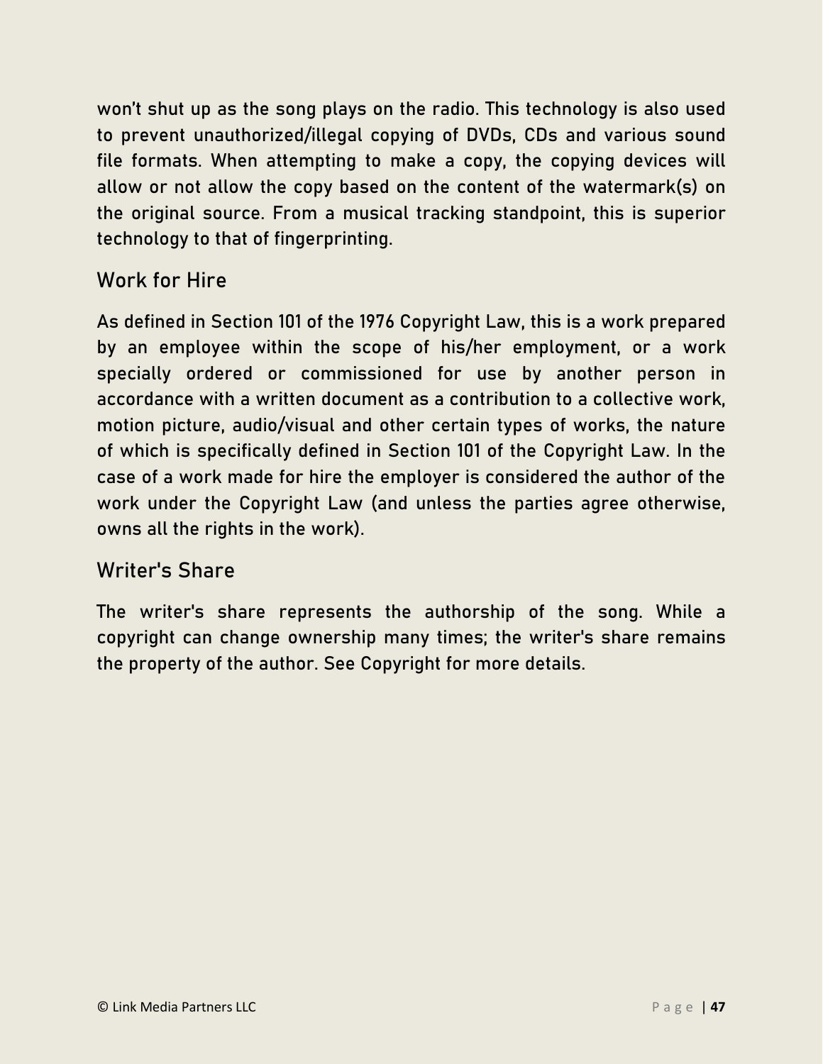won't shut up as the song plays on the radio. This technology is also used to prevent unauthorized/illegal copying of DVDs, CDs and various sound file formats. When attempting to make a copy, the copying devices will allow or not allow the copy based on the content of the watermark(s) on the original source. From a musical tracking standpoint, this is superior technology to that of fingerprinting.

## Work for Hire

As defined in Section 101 of the 1976 Copyright Law, this is a work prepared by an employee within the scope of his/her employment, or a work specially ordered or commissioned for use by another person in accordance with a written document as a contribution to a collective work, motion picture, audio/visual and other certain types of works, the nature of which is specifically defined in Section 101 of the Copyright Law. In the case of a work made for hire the employer is considered the author of the work under the Copyright Law (and unless the parties agree otherwise, owns all the rights in the work).

## Writer's Share

The writer's share represents the authorship of the song. While a copyright can change ownership many times; the writer's share remains the property of the author. See Copyright for more details.